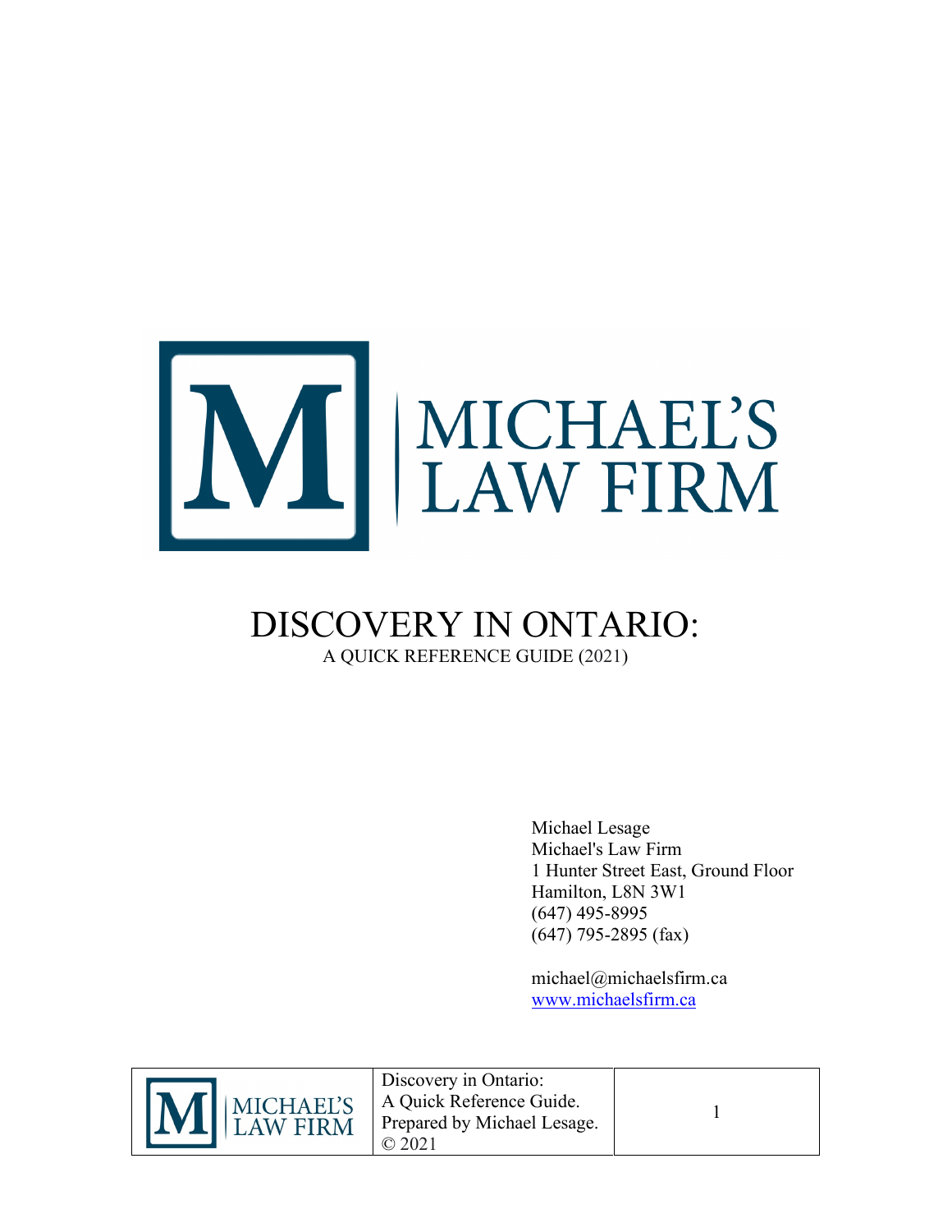MICHAEL'S LAW FIRM

# DISCOVERY IN ONTARIO:

A QUICK REFERENCE GUIDE (2021)

Michael Lesage
Michael's Law Firm
1 Hunter Street East, Ground Floor
Hamilton, L8N 3W1
(647) 495-8995
(647) 795-2895 (fax)

michael@michaelsfirm.ca
www.michaelsfirm.ca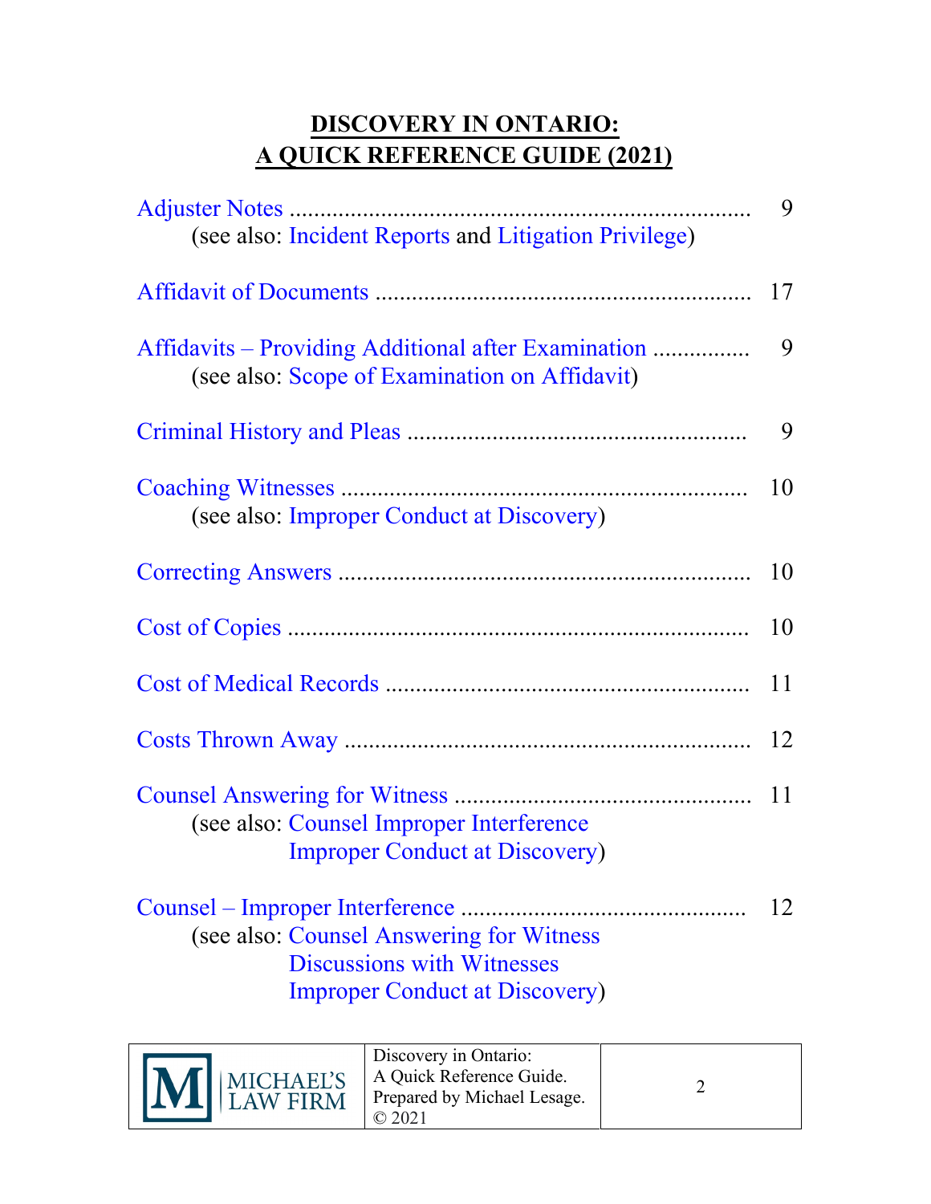# DISCOVERY IN ONTARIO: A QUICK REFERENCE GUIDE (2021)

Adjuster Notes .......................................................................... 9
(see also: Incident Reports and Litigation Privilege)

Affidavit of Documents ............................................................ 17

Affidavits – Providing Additional after Examination ............... 9
(see also: Scope of Examination on Affidavit)

Criminal History and Pleas ....................................................... 9

Coaching Witnesses ................................................................. 10
(see also: Improper Conduct at Discovery)

Correcting Answers .................................................................. 10

Cost of Copies .......................................................................... 10

Cost of Medical Records .......................................................... 11

Costs Thrown Away ................................................................. 12

Counsel Answering for Witness ............................................... 11
(see also: Counsel Improper Interference
Improper Conduct at Discovery)

Counsel – Improper Interference ............................................. 12
(see also: Counsel Answering for Witness
Discussions with Witnesses
Improper Conduct at Discovery)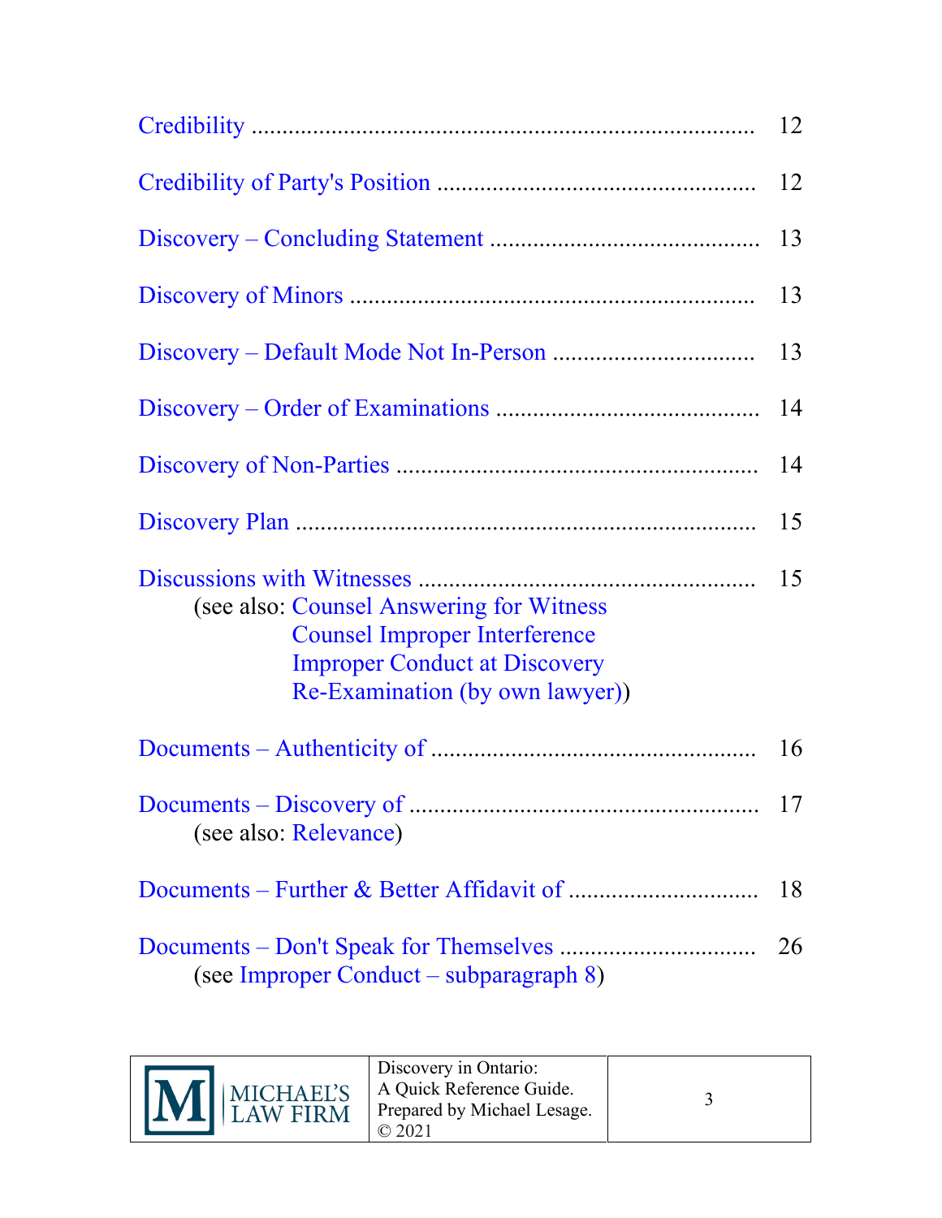Credibility ................................................................................ 12

Credibility of Party's Position ................................................... 12

Discovery – Concluding Statement ........................................... 13

Discovery of Minors ................................................................. 13

Discovery – Default Mode Not In-Person ................................ 13

Discovery – Order of Examinations .......................................... 14

Discovery of Non-Parties .......................................................... 14

Discovery Plan ........................................................................... 15

Discussions with Witnesses ...................................................... 15
(see also: Counsel Answering for Witness
Counsel Improper Interference
Improper Conduct at Discovery
Re-Examination (by own lawyer))

Documents – Authenticity of ..................................................... 16

Documents – Discovery of ........................................................ 17
(see also: Relevance)

Documents – Further & Better Affidavit of ............................... 18

Documents – Don't Speak for Themselves ................................ 26
(see Improper Conduct – subparagraph 8)

MICHAEL'S LAW FIRM | Discovery in Ontario: A Quick Reference Guide. Prepared by Michael Lesage. © 2021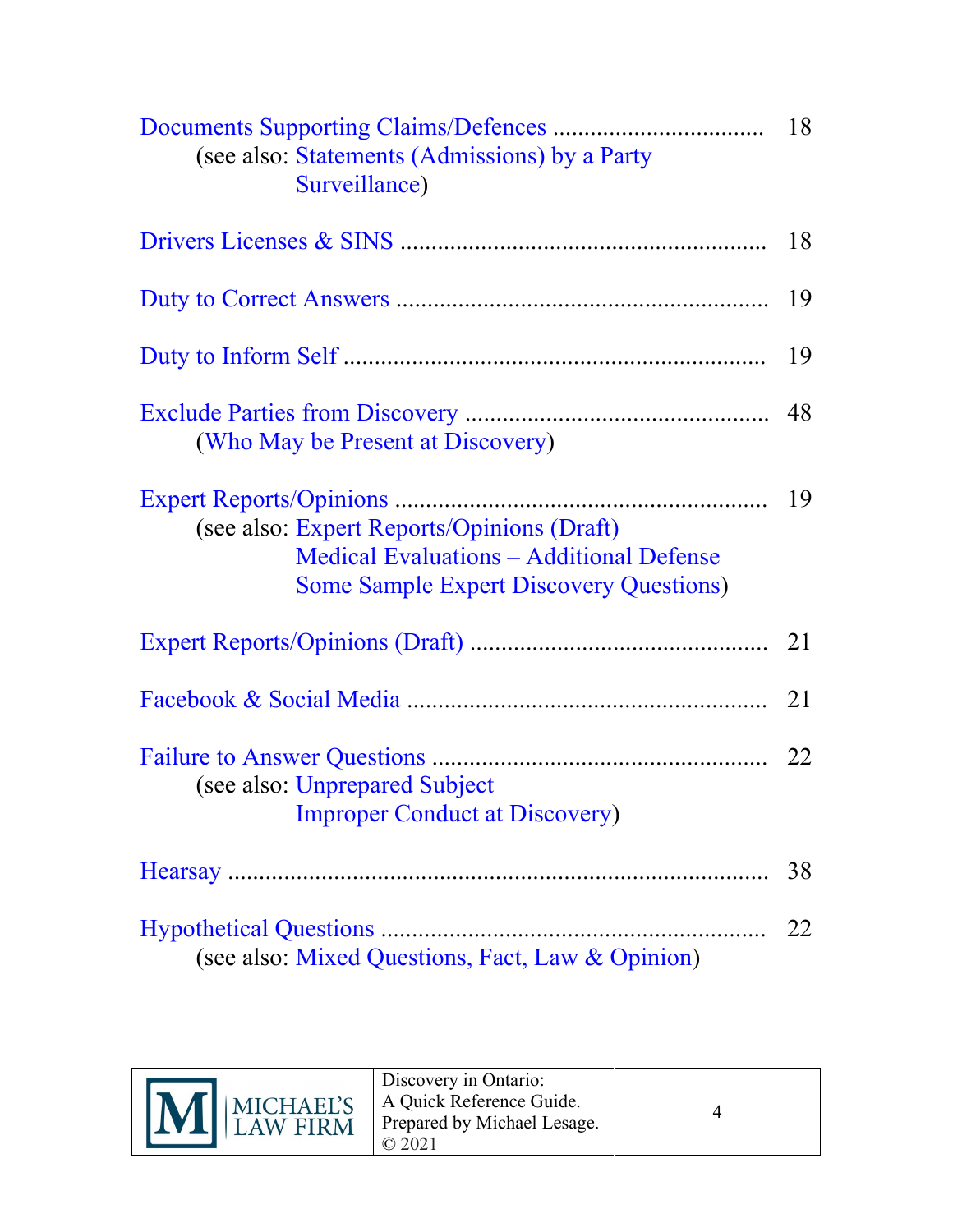Documents Supporting Claims/Defences ................................. 18
(see also: Statements (Admissions) by a Party
Surveillance)

Drivers Licenses & SINS .......................................................... 18

Duty to Correct Answers .......................................................... 19

Duty to Inform Self .................................................................. 19

Exclude Parties from Discovery ................................................ 48
(Who May be Present at Discovery)

Expert Reports/Opinions ........................................................... 19
(see also: Expert Reports/Opinions (Draft)
Medical Evaluations – Additional Defense
Some Sample Expert Discovery Questions)

Expert Reports/Opinions (Draft) ............................................... 21

Facebook & Social Media ......................................................... 21

Failure to Answer Questions ..................................................... 22
(see also: Unprepared Subject
Improper Conduct at Discovery)

Hearsay ..................................................................................... 38

Hypothetical Questions ............................................................. 22
(see also: Mixed Questions, Fact, Law & Opinion)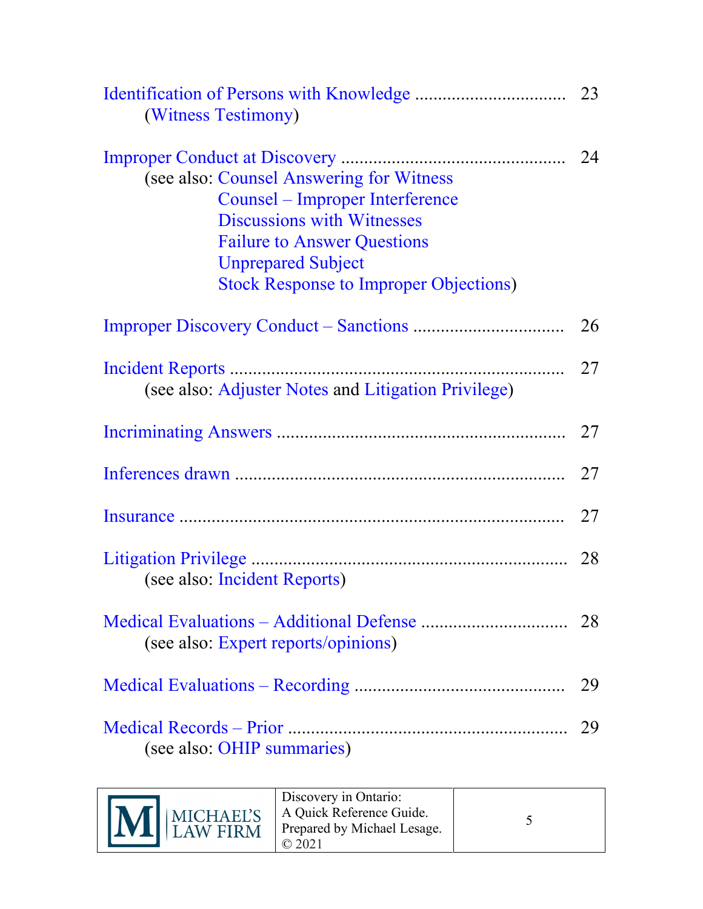Identification of Persons with Knowledge ................................ 23
(Witness Testimony)

Improper Conduct at Discovery ................................................ 24
(see also: Counsel Answering for Witness
Counsel – Improper Interference
Discussions with Witnesses
Failure to Answer Questions
Unprepared Subject
Stock Response to Improper Objections)

Improper Discovery Conduct – Sanctions ................................ 26

Incident Reports ....................................................................... 27
(see also: Adjuster Notes and Litigation Privilege)

Incriminating Answers ............................................................. 27

Inferences drawn ...................................................................... 27

Insurance .................................................................................. 27

Litigation Privilege ................................................................... 28
(see also: Incident Reports)

Medical Evaluations – Additional Defense ............................... 28
(see also: Expert reports/opinions)

Medical Evaluations – Recording ............................................. 29

Medical Records – Prior ........................................................... 29
(see also: OHIP summaries)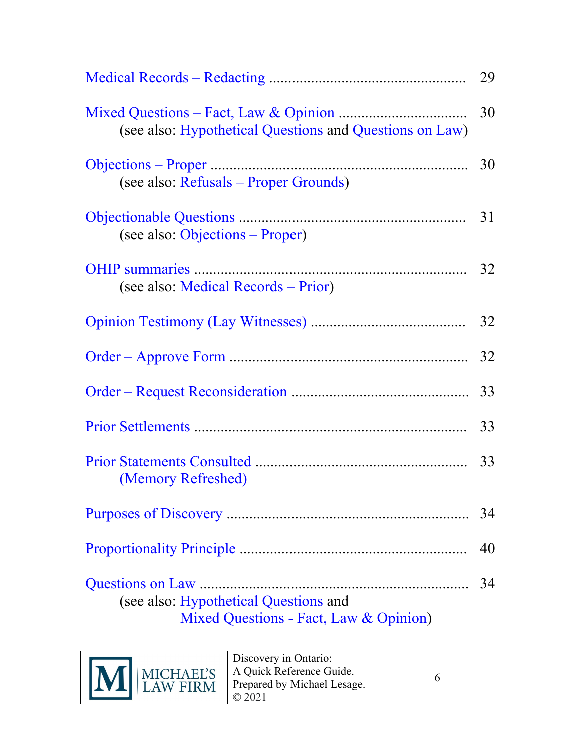Medical Records – Redacting .................................................. 29

Mixed Questions – Fact, Law & Opinion ................................. 30
(see also: Hypothetical Questions and Questions on Law)

Objections – Proper .................................................................. 30
(see also: Refusals – Proper Grounds)

Objectionable Questions ........................................................... 31
(see also: Objections – Proper)

OHIP summaries ....................................................................... 32
(see also: Medical Records – Prior)

Opinion Testimony (Lay Witnesses) ........................................ 32

Order – Approve Form ............................................................. 32

Order – Request Reconsideration ............................................. 33

Prior Settlements ...................................................................... 33

Prior Statements Consulted ...................................................... 33
(Memory Refreshed)

Purposes of Discovery ............................................................... 34

Proportionality Principle ........................................................... 40

Questions on Law ..................................................................... 34
(see also: Hypothetical Questions and
Mixed Questions - Fact, Law & Opinion)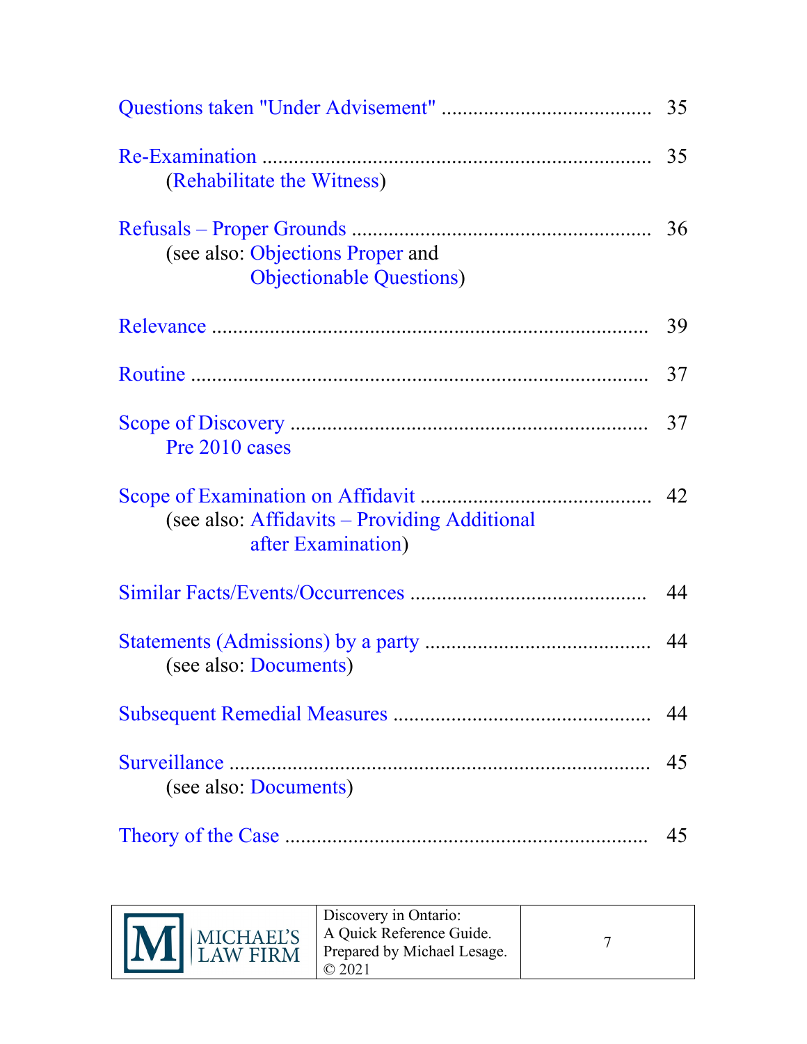Questions taken "Under Advisement" ........................................ 35

Re-Examination ........................................................................ 35
(Rehabilitate the Witness)

Refusals – Proper Grounds ........................................................ 36
(see also: Objections Proper and
Objectionable Questions)

Relevance .................................................................................. 39

Routine ...................................................................................... 37

Scope of Discovery .................................................................... 37
Pre 2010 cases

Scope of Examination on Affidavit ........................................... 42
(see also: Affidavits – Providing Additional
after Examination)

Similar Facts/Events/Occurrences ............................................ 44

Statements (Admissions) by a party .......................................... 44
(see also: Documents)

Subsequent Remedial Measures ................................................ 44

Surveillance ............................................................................... 45
(see also: Documents)

Theory of the Case .................................................................... 45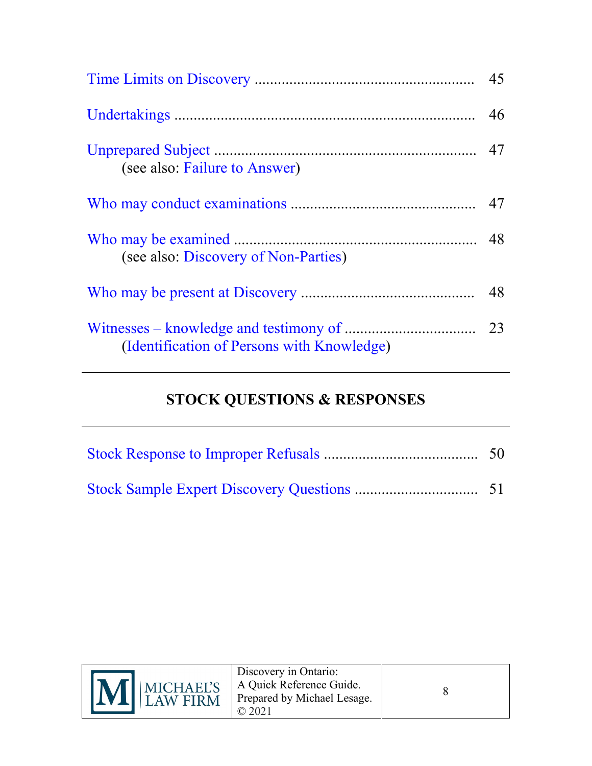Time Limits on Discovery ........................................................ 45

Undertakings ............................................................................ 46

Unprepared Subject .................................................................. 47
(see also: Failure to Answer)

Who may conduct examinations ............................................... 47

Who may be examined .............................................................. 48
(see also: Discovery of Non-Parties)

Who may be present at Discovery ............................................ 48

Witnesses – knowledge and testimony of ................................. 23
(Identification of Persons with Knowledge)

---

## STOCK QUESTIONS & RESPONSES

---

Stock Response to Improper Refusals ....................................... 50

Stock Sample Expert Discovery Questions ................................ 51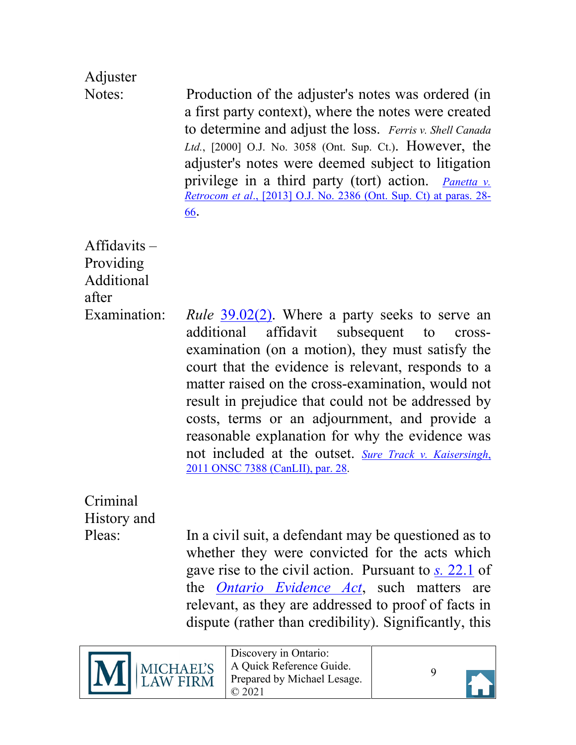**Adjuster Notes:** Production of the adjuster's notes was ordered (in a first party context), where the notes were created to determine and adjust the loss. *Ferris v. Shell Canada Ltd.*, [2000] O.J. No. 3058 (Ont. Sup. Ct.). However, the adjuster's notes were deemed subject to litigation privilege in a third party (tort) action. *Panetta v. Retrocom et al.*, [2013] O.J. No. 2386 (Ont. Sup. Ct) at paras. 28-66.

**Affidavits – Providing Additional after Examination:** *Rule* 39.02(2). Where a party seeks to serve an additional affidavit subsequent to cross-examination (on a motion), they must satisfy the court that the evidence is relevant, responds to a matter raised on the cross-examination, would not result in prejudice that could not be addressed by costs, terms or an adjournment, and provide a reasonable explanation for why the evidence was not included at the outset. *Sure Track v. Kaisersingh*, 2011 ONSC 7388 (CanLII), par. 28.

**Criminal History and Pleas:** In a civil suit, a defendant may be questioned as to whether they were convicted for the acts which gave rise to the civil action. Pursuant to *s.* 22.1 of the *Ontario Evidence Act*, such matters are relevant, as they are addressed to proof of facts in dispute (rather than credibility). Significantly, this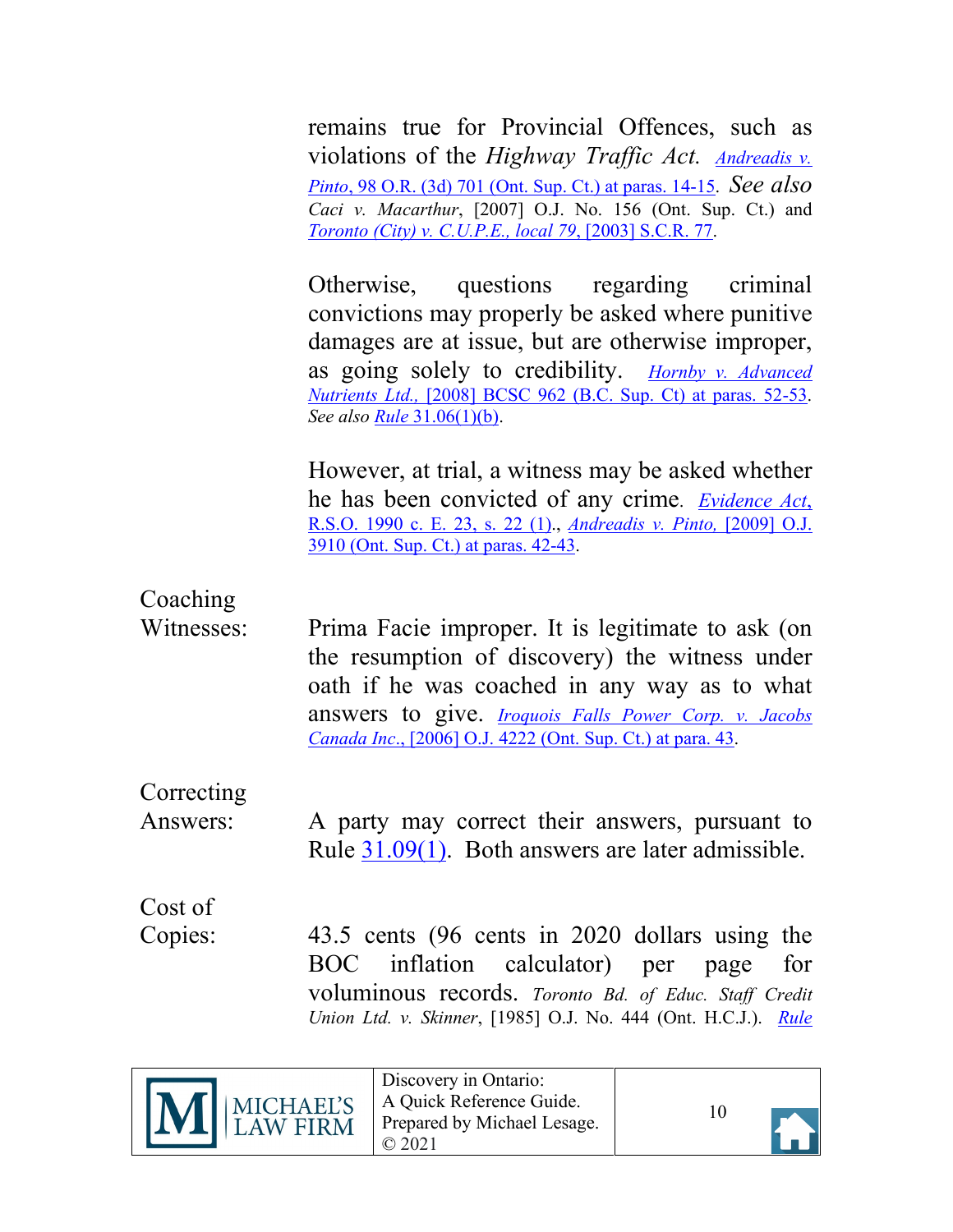remains true for Provincial Offences, such as violations of the *Highway Traffic Act*. *Andreadis v. Pinto*, 98 O.R. (3d) 701 (Ont. Sup. Ct.) at paras. 14-15. *See also* *Caci v. Macarthur*, [2007] O.J. No. 156 (Ont. Sup. Ct.) and *Toronto (City) v. C.U.P.E., local 79*, [2003] S.C.R. 77.

Otherwise, questions regarding criminal convictions may properly be asked where punitive damages are at issue, but are otherwise improper, as going solely to credibility. *Hornby v. Advanced Nutrients Ltd.,* [2008] BCSC 962 (B.C. Sup. Ct) at paras. 52-53. *See also Rule* 31.06(1)(b).

However, at trial, a witness may be asked whether he has been convicted of any crime. *Evidence Act*, R.S.O. 1990 c. E. 23, s. 22 (1)., *Andreadis v. Pinto,* [2009] O.J. 3910 (Ont. Sup. Ct.) at paras. 42-43.

**Coaching Witnesses:** Prima Facie improper. It is legitimate to ask (on the resumption of discovery) the witness under oath if he was coached in any way as to what answers to give. *Iroquois Falls Power Corp. v. Jacobs Canada Inc*., [2006] O.J. 4222 (Ont. Sup. Ct.) at para. 43.

**Correcting Answers:** A party may correct their answers, pursuant to Rule 31.09(1). Both answers are later admissible.

**Cost of Copies:** 43.5 cents (96 cents in 2020 dollars using the BOC inflation calculator) per page for voluminous records. *Toronto Bd. of Educ. Staff Credit Union Ltd. v. Skinner*, [1985] O.J. No. 444 (Ont. H.C.J.). *Rule*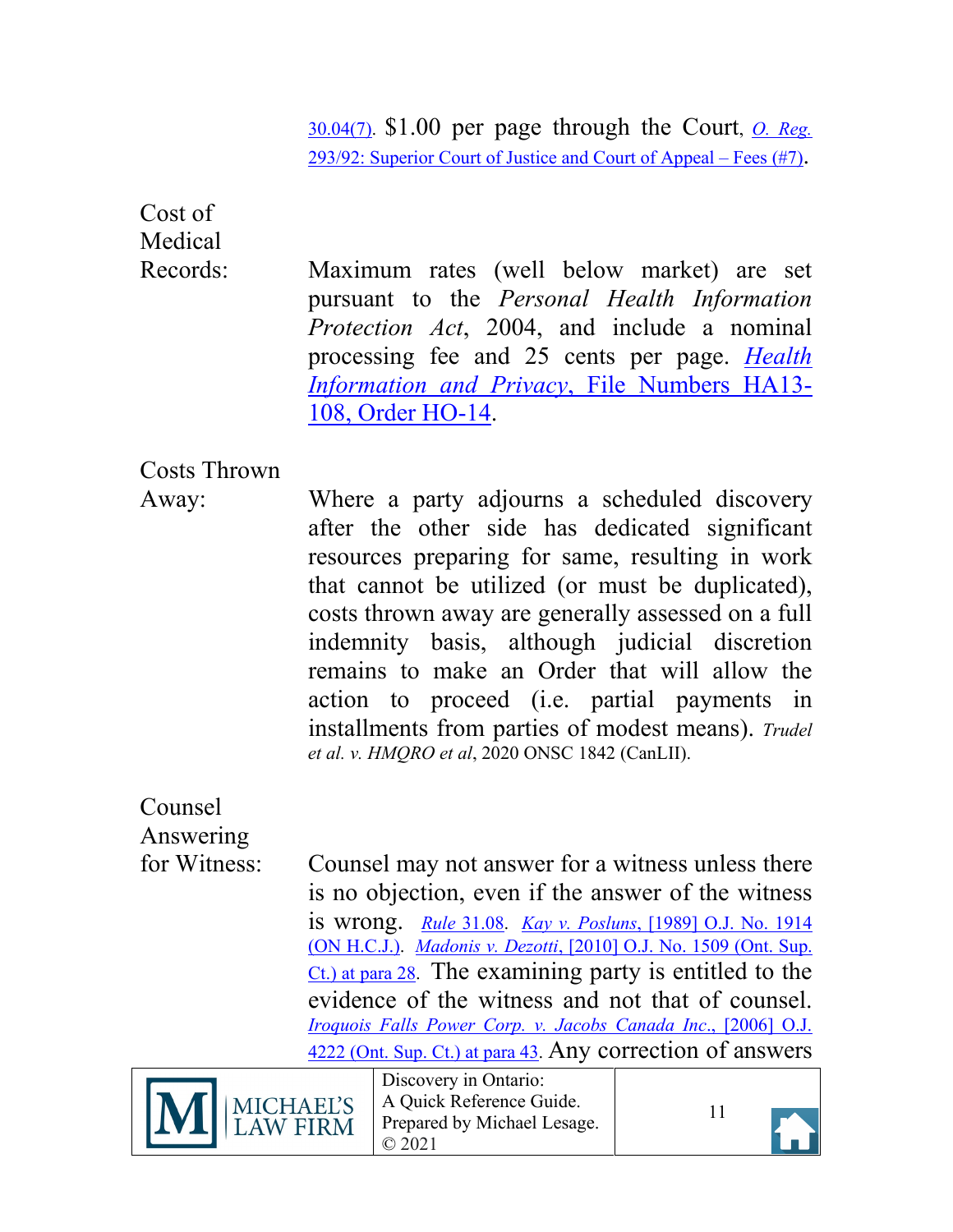30.04(7). $1.00 per page through the Court, *O. Reg.* 293/92: Superior Court of Justice and Court of Appeal – Fees (#7).

**Cost of Medical Records:** Maximum rates (well below market) are set pursuant to the *Personal Health Information Protection Act*, 2004, and include a nominal processing fee and 25 cents per page. *Health Information and Privacy*, File Numbers HA13-108, Order HO-14.

**Costs Thrown Away:** Where a party adjourns a scheduled discovery after the other side has dedicated significant resources preparing for same, resulting in work that cannot be utilized (or must be duplicated), costs thrown away are generally assessed on a full indemnity basis, although judicial discretion remains to make an Order that will allow the action to proceed (i.e. partial payments in installments from parties of modest means). *Trudel et al. v. HMQRO et al*, 2020 ONSC 1842 (CanLII).

**Counsel Answering for Witness:** Counsel may not answer for a witness unless there is no objection, even if the answer of the witness is wrong. *Rule* 31.08. *Kay v. Posluns*, [1989] O.J. No. 1914 (ON H.C.J.). *Madonis v. Dezotti*, [2010] O.J. No. 1509 (Ont. Sup. Ct.) at para 28. The examining party is entitled to the evidence of the witness and not that of counsel. *Iroquois Falls Power Corp. v. Jacobs Canada Inc*., [2006] O.J. 4222 (Ont. Sup. Ct.) at para 43. Any correction of answers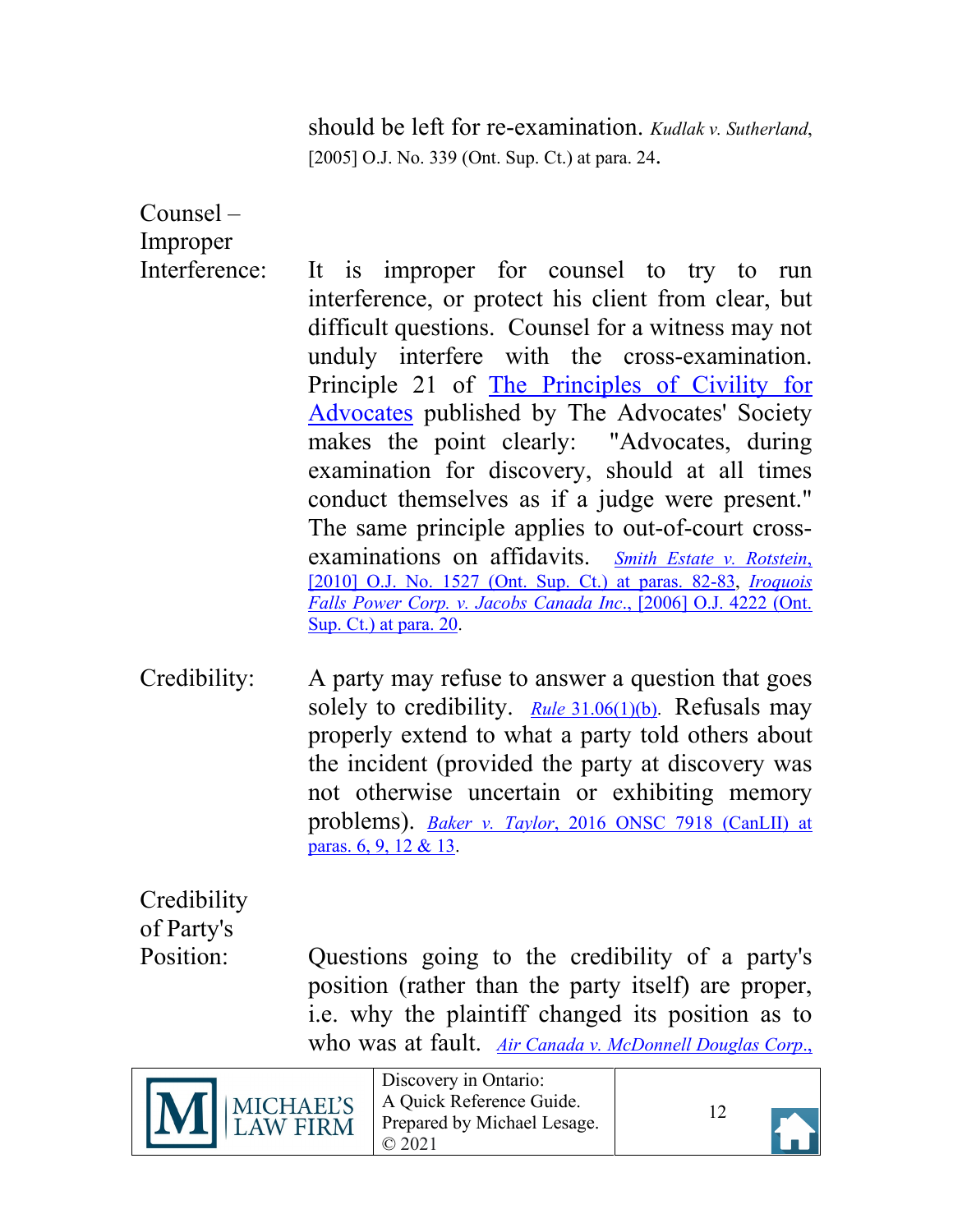should be left for re-examination. *Kudlak v. Sutherland*, [2005] O.J. No. 339 (Ont. Sup. Ct.) at para. 24.

**Counsel – Improper Interference:** It is improper for counsel to try to run interference, or protect his client from clear, but difficult questions. Counsel for a witness may not unduly interfere with the cross-examination. Principle 21 of The Principles of Civility for Advocates published by The Advocates' Society makes the point clearly: "Advocates, during examination for discovery, should at all times conduct themselves as if a judge were present." The same principle applies to out-of-court cross-examinations on affidavits. *Smith Estate v. Rotstein*, [2010] O.J. No. 1527 (Ont. Sup. Ct.) at paras. 82-83, *Iroquois Falls Power Corp. v. Jacobs Canada Inc.*, [2006] O.J. 4222 (Ont. Sup. Ct.) at para. 20.

**Credibility:** A party may refuse to answer a question that goes solely to credibility. *Rule* 31.06(1)(b). Refusals may properly extend to what a party told others about the incident (provided the party at discovery was not otherwise uncertain or exhibiting memory problems). *Baker v. Taylor*, 2016 ONSC 7918 (CanLII) at paras. 6, 9, 12 & 13.

**Credibility of Party's Position:** Questions going to the credibility of a party's position (rather than the party itself) are proper, i.e. why the plaintiff changed its position as to who was at fault. *Air Canada v. McDonnell Douglas Corp.*,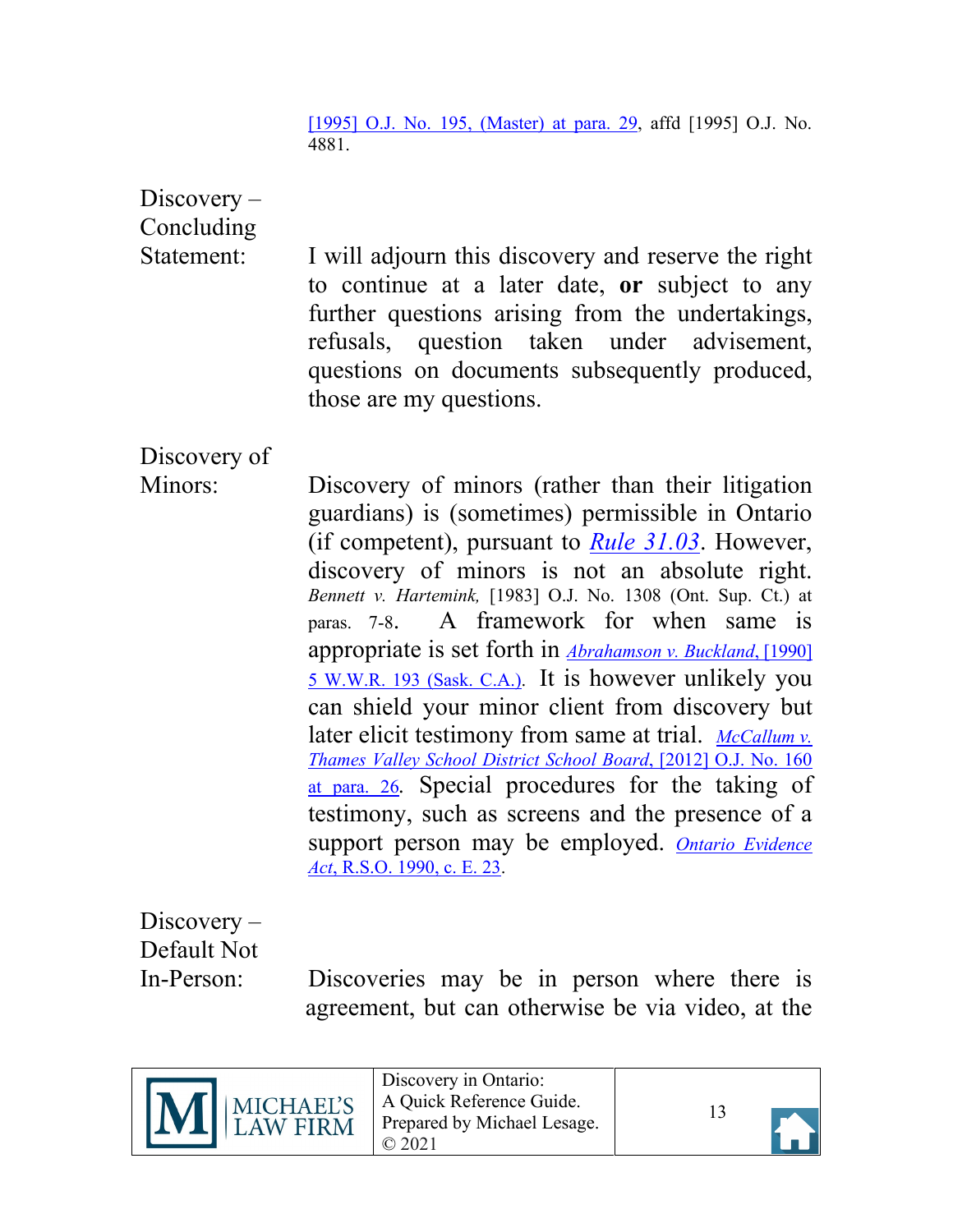[1995] O.J. No. 195, (Master) at para. 29, affd [1995] O.J. No. 4881.

**Discovery – Concluding Statement:** I will adjourn this discovery and reserve the right to continue at a later date, **or** subject to any further questions arising from the undertakings, refusals, question taken under advisement, questions on documents subsequently produced, those are my questions.

**Discovery of Minors:** Discovery of minors (rather than their litigation guardians) is (sometimes) permissible in Ontario (if competent), pursuant to *Rule 31.03*. However, discovery of minors is not an absolute right. *Bennett v. Hartemink,* [1983] O.J. No. 1308 (Ont. Sup. Ct.) at paras. 7-8. A framework for when same is appropriate is set forth in *Abrahamson v. Buckland*, [1990] 5 W.W.R. 193 (Sask. C.A.). It is however unlikely you can shield your minor client from discovery but later elicit testimony from same at trial. *McCallum v. Thames Valley School District School Board*, [2012] O.J. No. 160 at para. 26. Special procedures for the taking of testimony, such as screens and the presence of a support person may be employed. *Ontario Evidence Act*, R.S.O. 1990, c. E. 23.

**Discovery – Default Not In-Person:** Discoveries may be in person where there is agreement, but can otherwise be via video, at the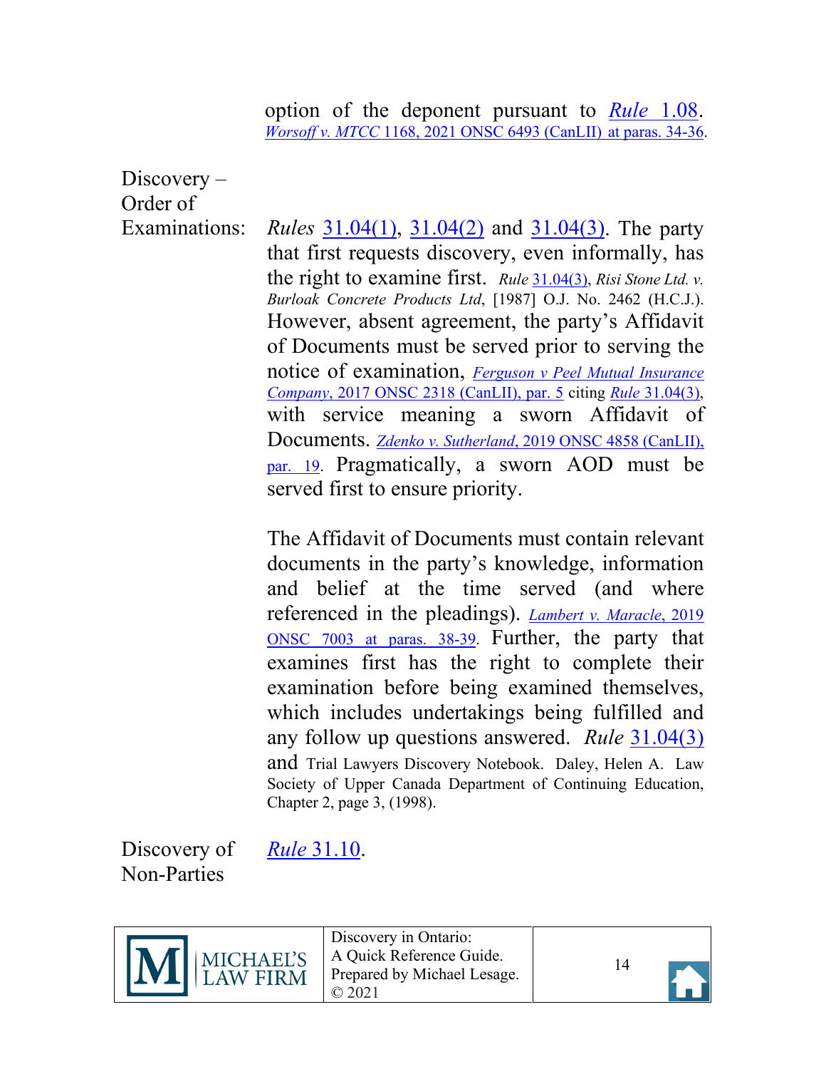option of the deponent pursuant to *Rule* 1.08. *Worsoff v. MTCC* 1168, 2021 ONSC 6493 (CanLII) at paras. 34-36.

**Discovery – Order of Examinations:** *Rules* 31.04(1), 31.04(2) and 31.04(3). The party that first requests discovery, even informally, has the right to examine first. *Rule* 31.04(3), *Risi Stone Ltd. v. Burloak Concrete Products Ltd*, [1987] O.J. No. 2462 (H.C.J.). However, absent agreement, the party's Affidavit of Documents must be served prior to serving the notice of examination, *Ferguson v Peel Mutual Insurance Company*, 2017 ONSC 2318 (CanLII), par. 5 citing *Rule* 31.04(3), with service meaning a sworn Affidavit of Documents. *Zdenko v. Sutherland*, 2019 ONSC 4858 (CanLII), par. 19. Pragmatically, a sworn AOD must be served first to ensure priority.

The Affidavit of Documents must contain relevant documents in the party's knowledge, information and belief at the time served (and where referenced in the pleadings). *Lambert v. Maracle*, 2019 ONSC 7003 at paras. 38-39. Further, the party that examines first has the right to complete their examination before being examined themselves, which includes undertakings being fulfilled and any follow up questions answered. *Rule* 31.04(3) and Trial Lawyers Discovery Notebook. Daley, Helen A. Law Society of Upper Canada Department of Continuing Education, Chapter 2, page 3, (1998).

**Discovery of Non-Parties** *Rule* 31.10.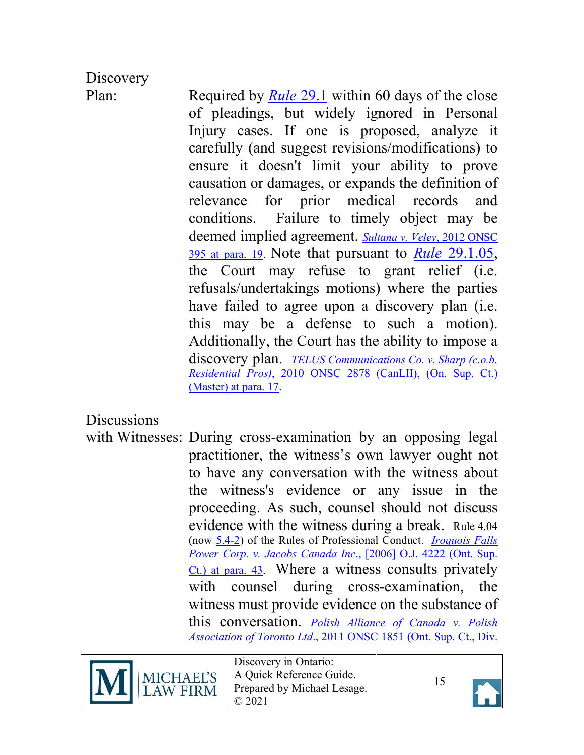**Discovery Plan:** Required by *Rule* 29.1 within 60 days of the close of pleadings, but widely ignored in Personal Injury cases. If one is proposed, analyze it carefully (and suggest revisions/modifications) to ensure it doesn't limit your ability to prove causation or damages, or expands the definition of relevance for prior medical records and conditions. Failure to timely object may be deemed implied agreement. *Sultana v. Veley*, 2012 ONSC 395 at para. 19. Note that pursuant to *Rule* 29.1.05, the Court may refuse to grant relief (i.e. refusals/undertakings motions) where the parties have failed to agree upon a discovery plan (i.e. this may be a defense to such a motion). Additionally, the Court has the ability to impose a discovery plan. *TELUS Communications Co. v. Sharp (c.o.b. Residential Pros)*, 2010 ONSC 2878 (CanLII), (On. Sup. Ct.) (Master) at para. 17.

**Discussions with Witnesses:** During cross-examination by an opposing legal practitioner, the witness's own lawyer ought not to have any conversation with the witness about the witness's evidence or any issue in the proceeding. As such, counsel should not discuss evidence with the witness during a break. Rule 4.04 (now 5.4-2) of the Rules of Professional Conduct. *Iroquois Falls Power Corp. v. Jacobs Canada Inc.*, [2006] O.J. 4222 (Ont. Sup. Ct.) at para. 43. Where a witness consults privately with counsel during cross-examination, the witness must provide evidence on the substance of this conversation. *Polish Alliance of Canada v. Polish Association of Toronto Ltd.*, 2011 ONSC 1851 (Ont. Sup. Ct., Div.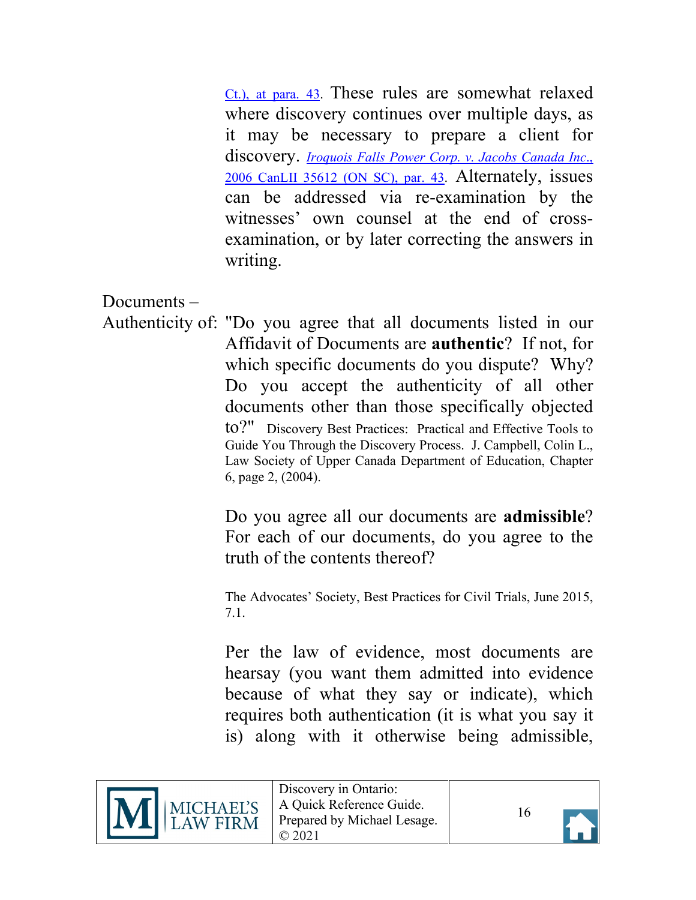Ct.), at para. 43. These rules are somewhat relaxed where discovery continues over multiple days, as it may be necessary to prepare a client for discovery. *Iroquois Falls Power Corp. v. Jacobs Canada Inc.*, 2006 CanLII 35612 (ON SC), par. 43. Alternately, issues can be addressed via re-examination by the witnesses' own counsel at the end of cross-examination, or by later correcting the answers in writing.

Documents – Authenticity of: "Do you agree that all documents listed in our Affidavit of Documents are **authentic**? If not, for which specific documents do you dispute? Why? Do you accept the authenticity of all other documents other than those specifically objected to?" Discovery Best Practices: Practical and Effective Tools to Guide You Through the Discovery Process. J. Campbell, Colin L., Law Society of Upper Canada Department of Education, Chapter 6, page 2, (2004).

Do you agree all our documents are **admissible**? For each of our documents, do you agree to the truth of the contents thereof?

The Advocates' Society, Best Practices for Civil Trials, June 2015, 7.1.

Per the law of evidence, most documents are hearsay (you want them admitted into evidence because of what they say or indicate), which requires both authentication (it is what you say it is) along with it otherwise being admissible,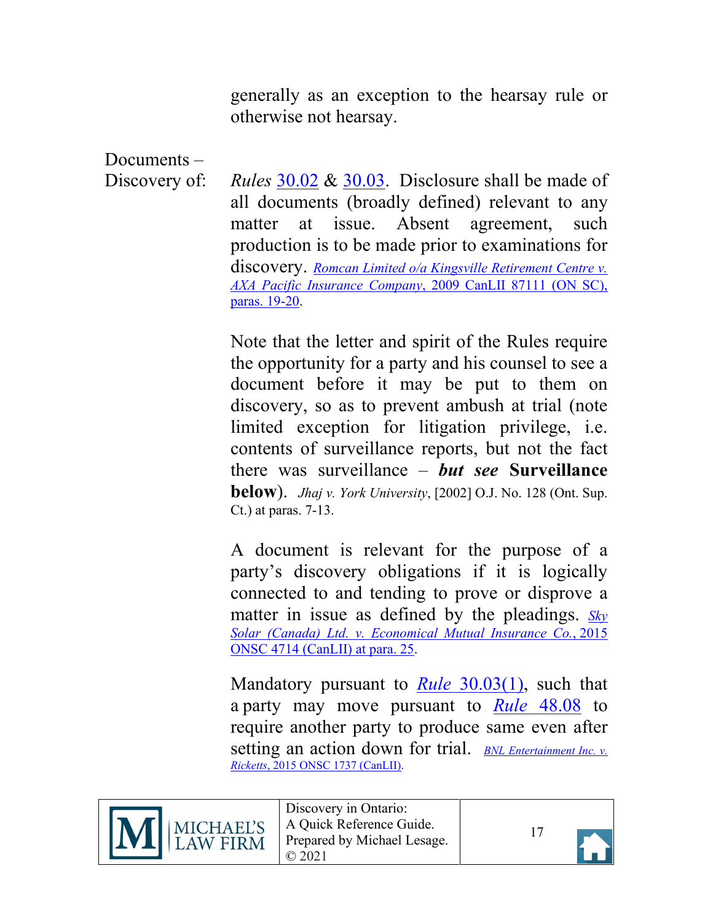generally as an exception to the hearsay rule or otherwise not hearsay.

Documents – Discovery of: *Rules* 30.02 & 30.03. Disclosure shall be made of all documents (broadly defined) relevant to any matter at issue. Absent agreement, such production is to be made prior to examinations for discovery. *Romcan Limited o/a Kingsville Retirement Centre v. AXA Pacific Insurance Company*, 2009 CanLII 87111 (ON SC), paras. 19-20.

Note that the letter and spirit of the Rules require the opportunity for a party and his counsel to see a document before it may be put to them on discovery, so as to prevent ambush at trial (note limited exception for litigation privilege, i.e. contents of surveillance reports, but not the fact there was surveillance – ***but see*** **Surveillance below**). *Jhaj v. York University*, [2002] O.J. No. 128 (Ont. Sup. Ct.) at paras. 7-13.

A document is relevant for the purpose of a party's discovery obligations if it is logically connected to and tending to prove or disprove a matter in issue as defined by the pleadings. *Sky Solar (Canada) Ltd. v. Economical Mutual Insurance Co.*, 2015 ONSC 4714 (CanLII) at para. 25.

Mandatory pursuant to *Rule* 30.03(1), such that a party may move pursuant to *Rule* 48.08 to require another party to produce same even after setting an action down for trial. *BNL Entertainment Inc. v. Ricketts*, 2015 ONSC 1737 (CanLII).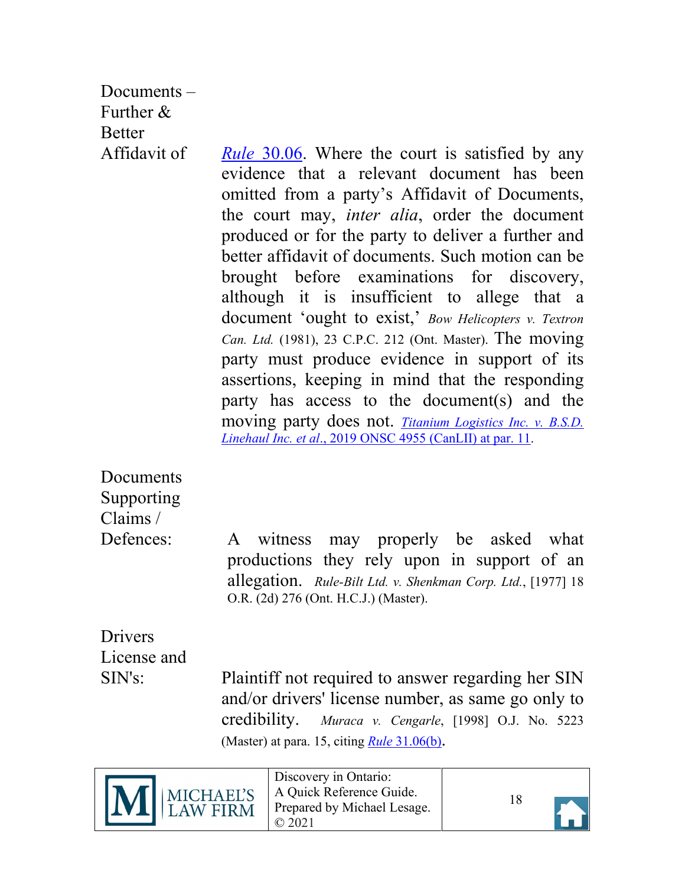**Documents – Further & Better Affidavit of**

*Rule* 30.06. Where the court is satisfied by any evidence that a relevant document has been omitted from a party's Affidavit of Documents, the court may, *inter alia*, order the document produced or for the party to deliver a further and better affidavit of documents. Such motion can be brought before examinations for discovery, although it is insufficient to allege that a document 'ought to exist,' *Bow Helicopters v. Textron Can. Ltd.* (1981), 23 C.P.C. 212 (Ont. Master). The moving party must produce evidence in support of its assertions, keeping in mind that the responding party has access to the document(s) and the moving party does not. *Titanium Logistics Inc. v. B.S.D. Linehaul Inc. et al*., 2019 ONSC 4955 (CanLII) at par. 11.

**Documents Supporting Claims / Defences:**

A witness may properly be asked what productions they rely upon in support of an allegation. *Rule-Bilt Ltd. v. Shenkman Corp. Ltd.*, [1977] 18 O.R. (2d) 276 (Ont. H.C.J.) (Master).

**Drivers License and SIN's:**

Plaintiff not required to answer regarding her SIN and/or drivers' license number, as same go only to credibility. *Muraca v. Cengarle*, [1998] O.J. No. 5223 (Master) at para. 15, citing *Rule* 31.06(b).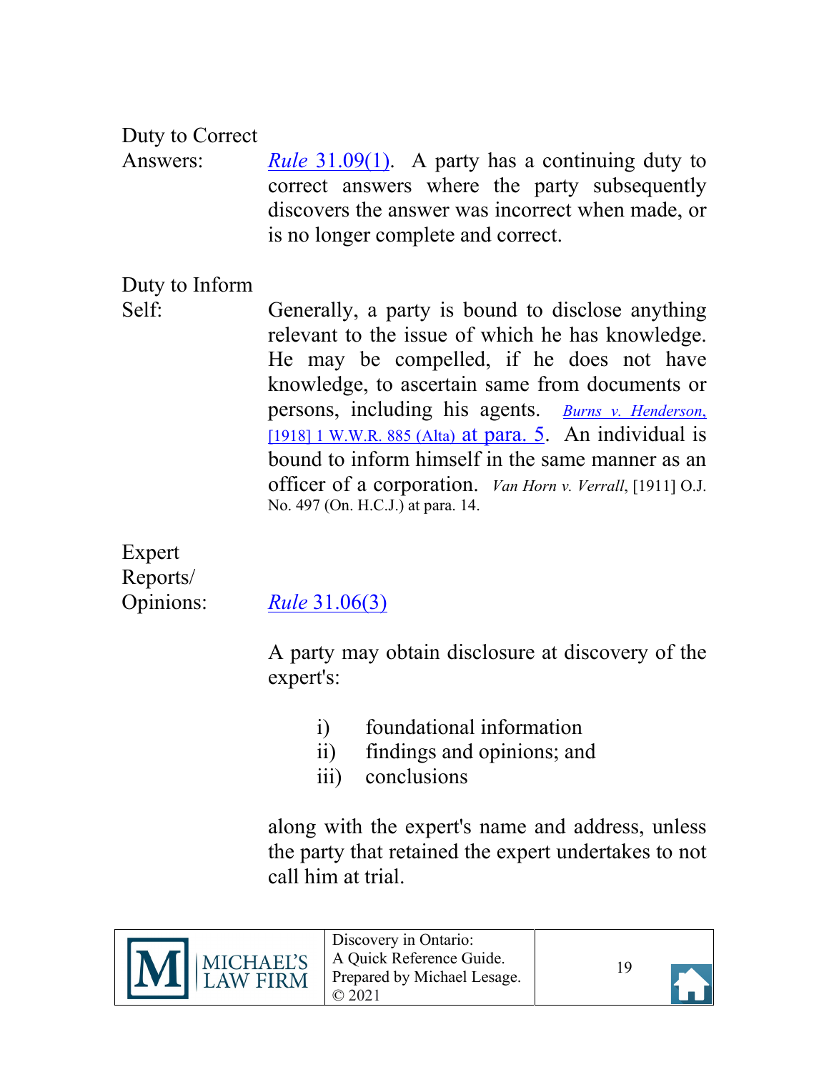**Duty to Correct Answers:**

*Rule* 31.09(1). A party has a continuing duty to correct answers where the party subsequently discovers the answer was incorrect when made, or is no longer complete and correct.

**Duty to Inform Self:**

Generally, a party is bound to disclose anything relevant to the issue of which he has knowledge. He may be compelled, if he does not have knowledge, to ascertain same from documents or persons, including his agents. *Burns v. Henderson*, [1918] 1 W.W.R. 885 (Alta) at para. 5. An individual is bound to inform himself in the same manner as an officer of a corporation. *Van Horn v. Verrall*, [1911] O.J. No. 497 (On. H.C.J.) at para. 14.

**Expert Reports/ Opinions:**

*Rule* 31.06(3)

A party may obtain disclosure at discovery of the expert's:

i) foundational information
ii) findings and opinions; and
iii) conclusions

along with the expert's name and address, unless the party that retained the expert undertakes to not call him at trial.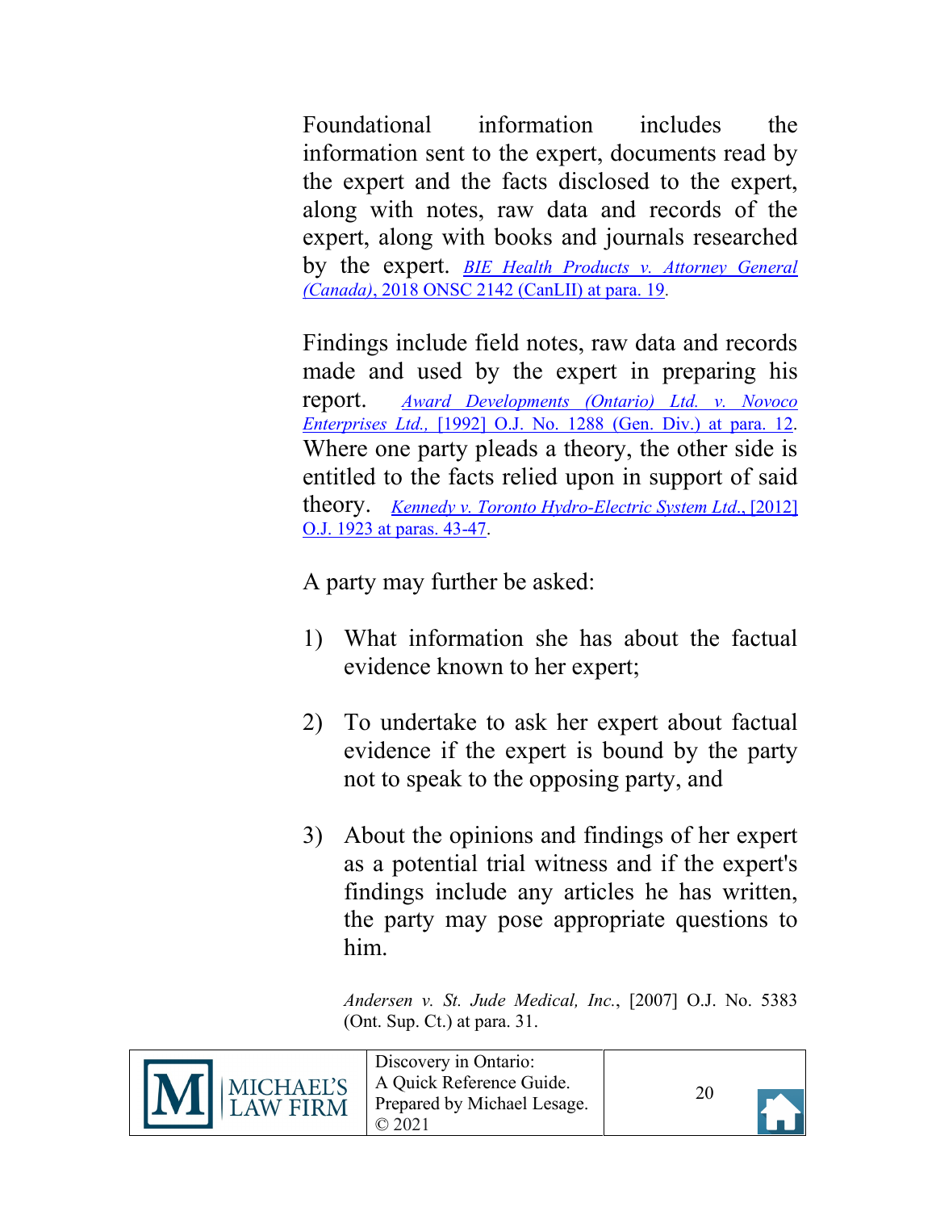Foundational information includes the information sent to the expert, documents read by the expert and the facts disclosed to the expert, along with notes, raw data and records of the expert, along with books and journals researched by the expert. *BIE Health Products v. Attorney General (Canada)*, 2018 ONSC 2142 (CanLII) at para. 19.

Findings include field notes, raw data and records made and used by the expert in preparing his report. *Award Developments (Ontario) Ltd. v. Novoco Enterprises Ltd.,* [1992] O.J. No. 1288 (Gen. Div.) at para. 12. Where one party pleads a theory, the other side is entitled to the facts relied upon in support of said theory. *Kennedy v. Toronto Hydro-Electric System Ltd.*, [2012] O.J. 1923 at paras. 43-47.

A party may further be asked:

1) What information she has about the factual evidence known to her expert;

2) To undertake to ask her expert about factual evidence if the expert is bound by the party not to speak to the opposing party, and

3) About the opinions and findings of her expert as a potential trial witness and if the expert's findings include any articles he has written, the party may pose appropriate questions to him.

*Andersen v. St. Jude Medical, Inc.*, [2007] O.J. No. 5383 (Ont. Sup. Ct.) at para. 31.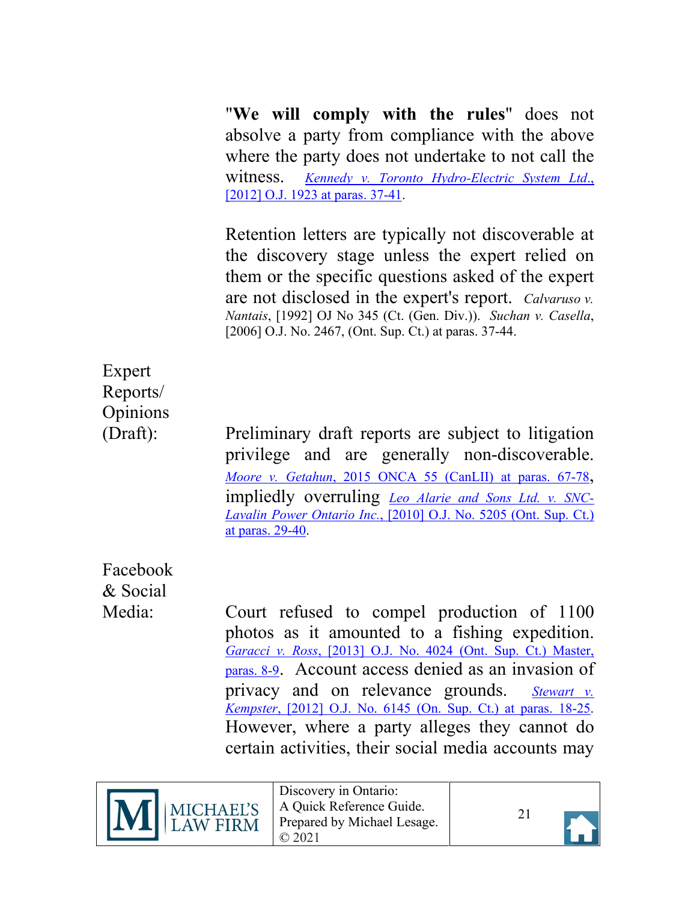"**We will comply with the rules**" does not absolve a party from compliance with the above where the party does not undertake to not call the witness. *Kennedy v. Toronto Hydro-Electric System Ltd*., [2012] O.J. 1923 at paras. 37-41.

Retention letters are typically not discoverable at the discovery stage unless the expert relied on them or the specific questions asked of the expert are not disclosed in the expert's report. *Calvaruso v. Nantais*, [1992] OJ No 345 (Ct. (Gen. Div.)). *Suchan v. Casella*, [2006] O.J. No. 2467, (Ont. Sup. Ct.) at paras. 37-44.

**Expert Reports/ Opinions (Draft):**

Preliminary draft reports are subject to litigation privilege and are generally non-discoverable. *Moore v. Getahun*, 2015 ONCA 55 (CanLII) at paras. 67-78, impliedly overruling *Leo Alarie and Sons Ltd. v. SNC-Lavalin Power Ontario Inc.*, [2010] O.J. No. 5205 (Ont. Sup. Ct.) at paras. 29-40.

**Facebook & Social Media:**

Court refused to compel production of 1100 photos as it amounted to a fishing expedition. *Garacci v. Ross*, [2013] O.J. No. 4024 (Ont. Sup. Ct.) Master, paras. 8-9. Account access denied as an invasion of privacy and on relevance grounds. *Stewart v. Kempster*, [2012] O.J. No. 6145 (On. Sup. Ct.) at paras. 18-25. However, where a party alleges they cannot do certain activities, their social media accounts may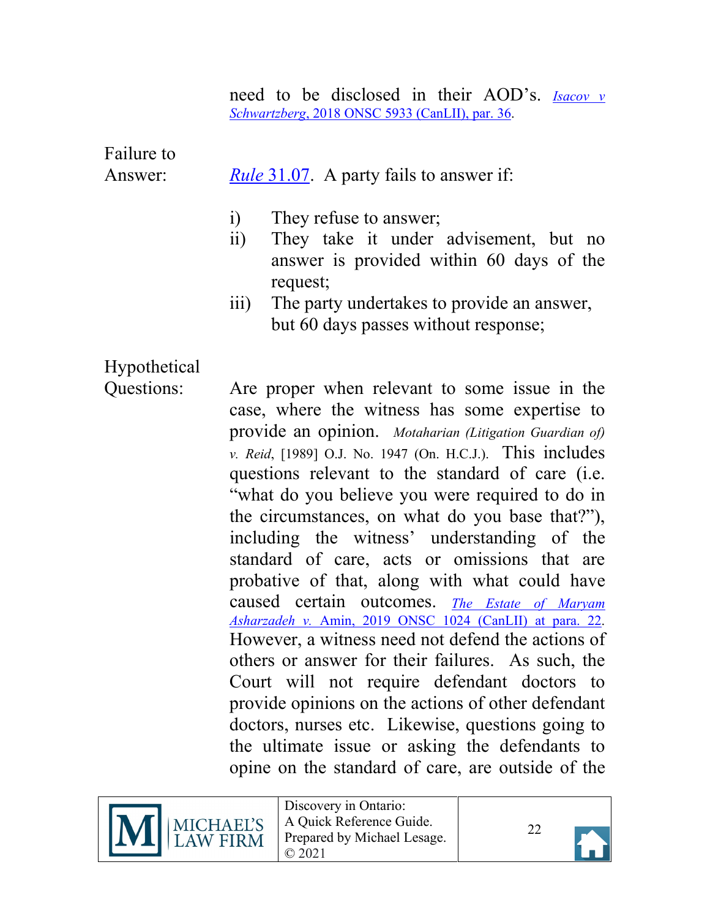need to be disclosed in their AOD's. *Isacov v Schwartzberg*, 2018 ONSC 5933 (CanLII), par. 36.

**Failure to Answer:** *Rule* 31.07. A party fails to answer if:

i) They refuse to answer;
ii) They take it under advisement, but no answer is provided within 60 days of the request;
iii) The party undertakes to provide an answer, but 60 days passes without response;

**Hypothetical Questions:** Are proper when relevant to some issue in the case, where the witness has some expertise to provide an opinion. *Motaharian (Litigation Guardian of) v. Reid*, [1989] O.J. No. 1947 (On. H.C.J.). This includes questions relevant to the standard of care (i.e. "what do you believe you were required to do in the circumstances, on what do you base that?"), including the witness' understanding of the standard of care, acts or omissions that are probative of that, along with what could have caused certain outcomes. *The Estate of Maryam Asharzadeh v.* Amin, 2019 ONSC 1024 (CanLII) at para. 22. However, a witness need not defend the actions of others or answer for their failures. As such, the Court will not require defendant doctors to provide opinions on the actions of other defendant doctors, nurses etc. Likewise, questions going to the ultimate issue or asking the defendants to opine on the standard of care, are outside of the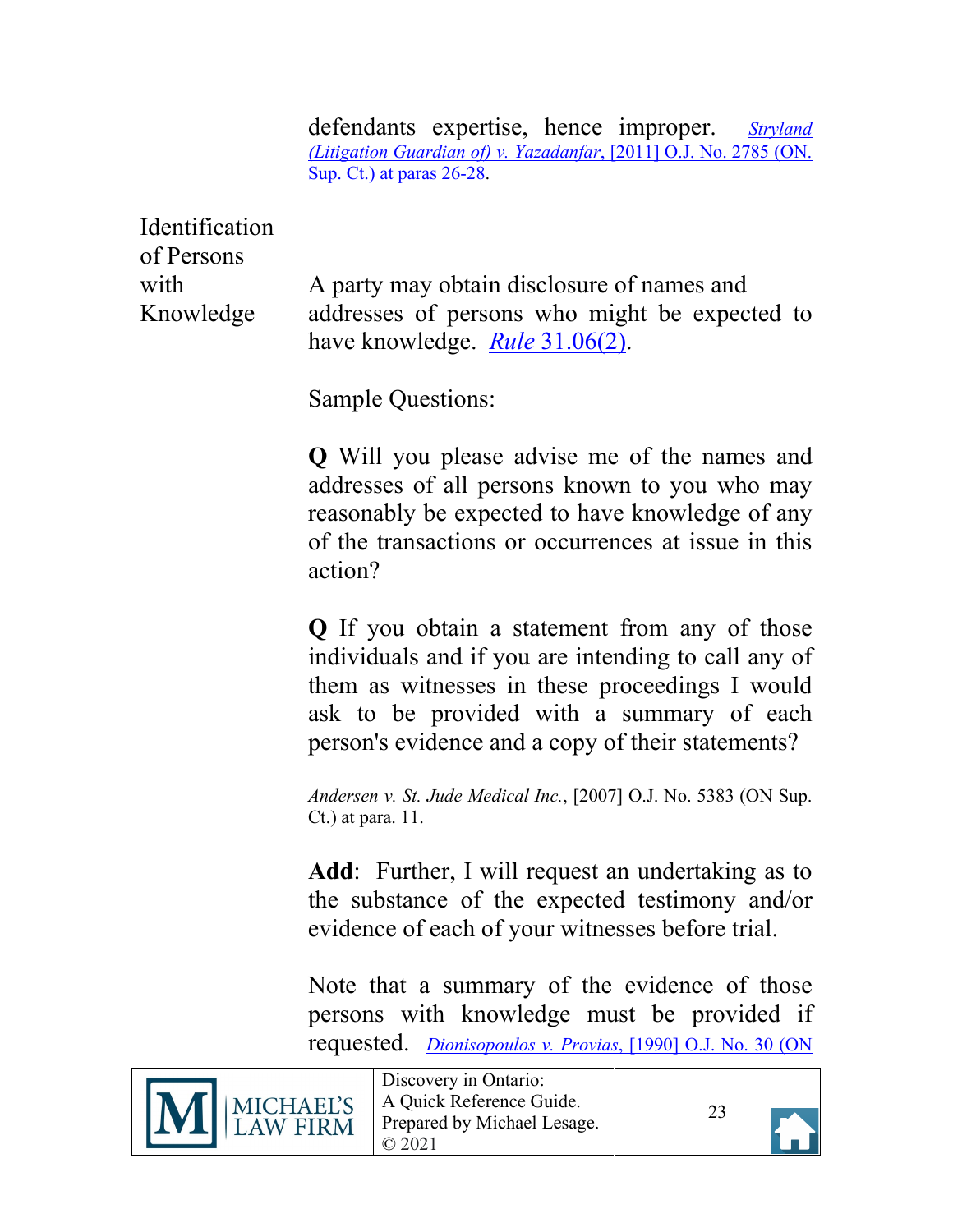defendants expertise, hence improper. *Stryland (Litigation Guardian of) v. Yazadanfar*, [2011] O.J. No. 2785 (ON. Sup. Ct.) at paras 26-28.

**Identification of Persons with Knowledge**

A party may obtain disclosure of names and addresses of persons who might be expected to have knowledge. *Rule* 31.06(2).

Sample Questions:

**Q** Will you please advise me of the names and addresses of all persons known to you who may reasonably be expected to have knowledge of any of the transactions or occurrences at issue in this action?

**Q** If you obtain a statement from any of those individuals and if you are intending to call any of them as witnesses in these proceedings I would ask to be provided with a summary of each person's evidence and a copy of their statements?

*Andersen v. St. Jude Medical Inc.*, [2007] O.J. No. 5383 (ON Sup. Ct.) at para. 11.

**Add**: Further, I will request an undertaking as to the substance of the expected testimony and/or evidence of each of your witnesses before trial.

Note that a summary of the evidence of those persons with knowledge must be provided if requested. *Dionisopoulos v. Provias*, [1990] O.J. No. 30 (ON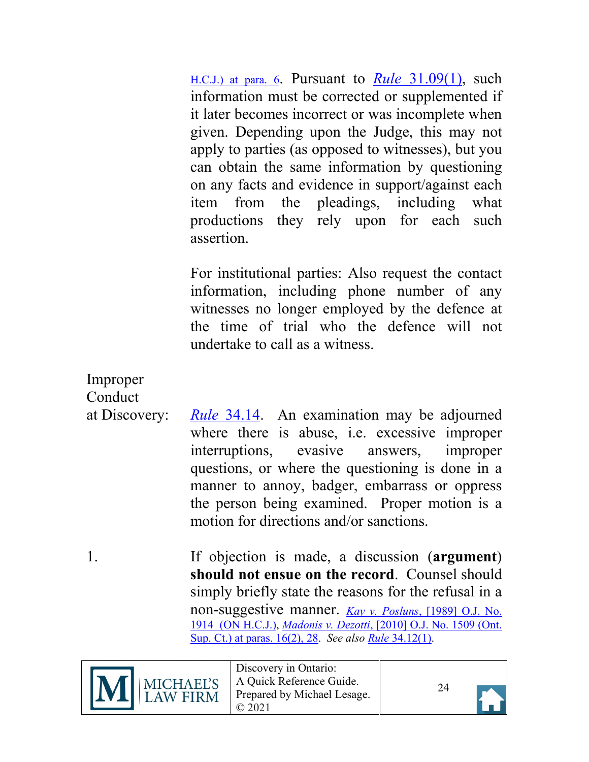H.C.J.) at para. 6. Pursuant to *Rule* 31.09(1), such information must be corrected or supplemented if it later becomes incorrect or was incomplete when given. Depending upon the Judge, this may not apply to parties (as opposed to witnesses), but you can obtain the same information by questioning on any facts and evidence in support/against each item from the pleadings, including what productions they rely upon for each such assertion.

For institutional parties: Also request the contact information, including phone number of any witnesses no longer employed by the defence at the time of trial who the defence will not undertake to call as a witness.

Improper Conduct at Discovery: *Rule* 34.14. An examination may be adjourned where there is abuse, i.e. excessive improper interruptions, evasive answers, improper questions, or where the questioning is done in a manner to annoy, badger, embarrass or oppress the person being examined. Proper motion is a motion for directions and/or sanctions.

1. If objection is made, a discussion (**argument**) **should not ensue on the record**. Counsel should simply briefly state the reasons for the refusal in a non-suggestive manner. *Kay v. Posluns*, [1989] O.J. No. 1914 (ON H.C.J.), *Madonis v. Dezotti*, [2010] O.J. No. 1509 (Ont. Sup. Ct.) at paras. 16(2), 28. *See also* *Rule* 34.12(1).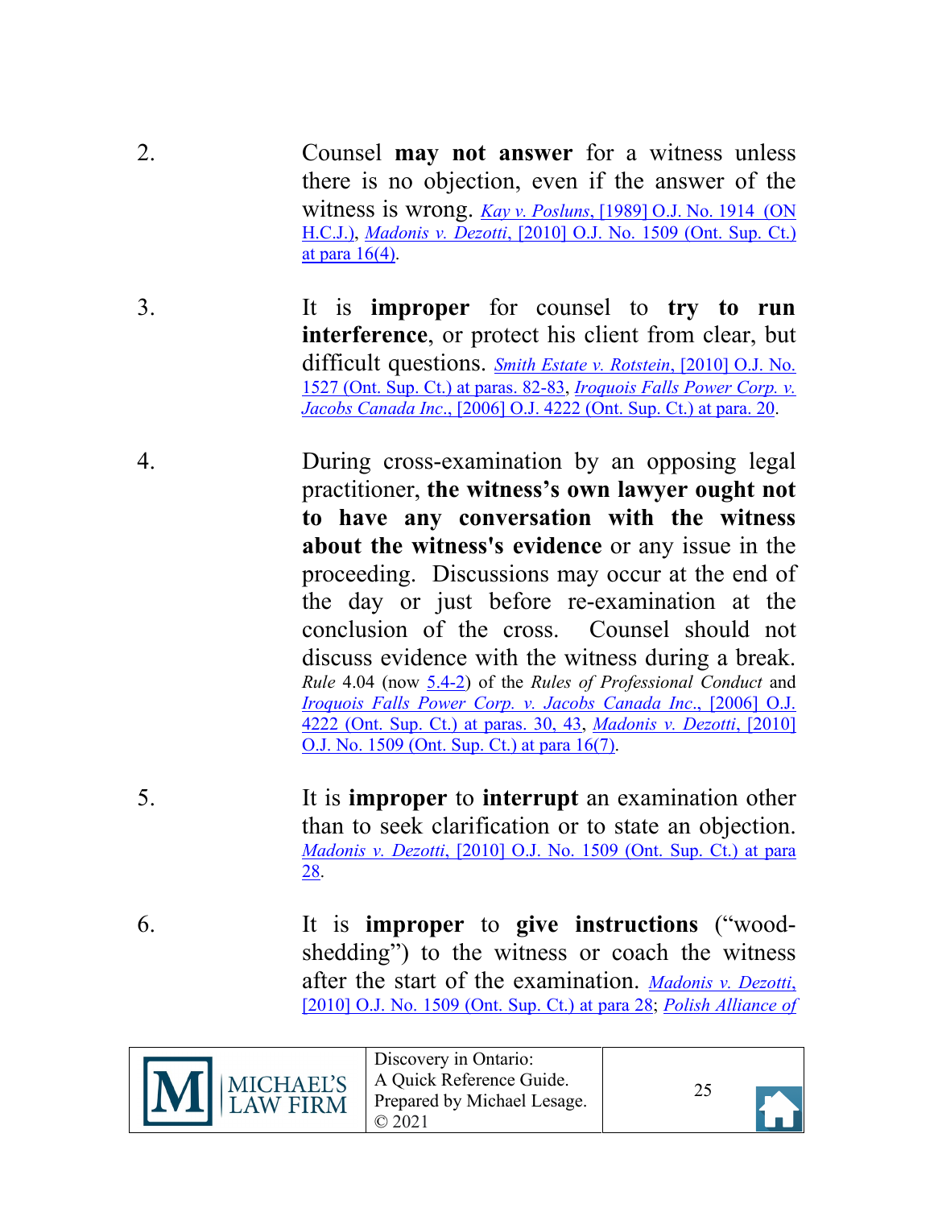2. Counsel **may not answer** for a witness unless there is no objection, even if the answer of the witness is wrong. *Kay v. Posluns*, [1989] O.J. No. 1914 (ON H.C.J.), *Madonis v. Dezotti*, [2010] O.J. No. 1509 (Ont. Sup. Ct.) at para 16(4).

3. It is **improper** for counsel to **try to run interference**, or protect his client from clear, but difficult questions. *Smith Estate v. Rotstein*, [2010] O.J. No. 1527 (Ont. Sup. Ct.) at paras. 82-83, *Iroquois Falls Power Corp. v. Jacobs Canada Inc*., [2006] O.J. 4222 (Ont. Sup. Ct.) at para. 20.

4. During cross-examination by an opposing legal practitioner, **the witness's own lawyer ought not to have any conversation with the witness about the witness's evidence** or any issue in the proceeding. Discussions may occur at the end of the day or just before re-examination at the conclusion of the cross. Counsel should not discuss evidence with the witness during a break. *Rule* 4.04 (now 5.4-2) of the *Rules of Professional Conduct* and *Iroquois Falls Power Corp. v. Jacobs Canada Inc*., [2006] O.J. 4222 (Ont. Sup. Ct.) at paras. 30, 43, *Madonis v. Dezotti*, [2010] O.J. No. 1509 (Ont. Sup. Ct.) at para 16(7).

5. It is **improper** to **interrupt** an examination other than to seek clarification or to state an objection. *Madonis v. Dezotti*, [2010] O.J. No. 1509 (Ont. Sup. Ct.) at para 28.

6. It is **improper** to **give instructions** ("wood-shedding") to the witness or coach the witness after the start of the examination. *Madonis v. Dezotti*, [2010] O.J. No. 1509 (Ont. Sup. Ct.) at para 28; *Polish Alliance of*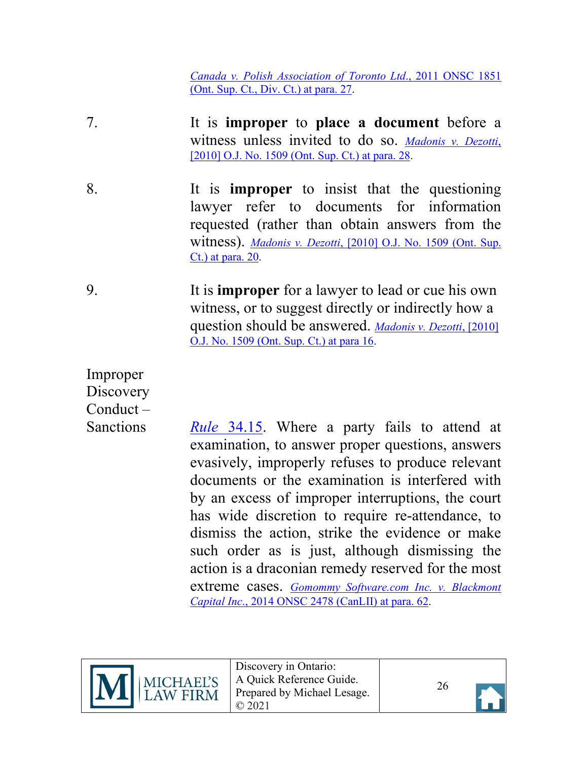*Canada v. Polish Association of Toronto Ltd.*, 2011 ONSC 1851 (Ont. Sup. Ct., Div. Ct.) at para. 27.

7. It is **improper** to **place a document** before a witness unless invited to do so. *Madonis v. Dezotti*, [2010] O.J. No. 1509 (Ont. Sup. Ct.) at para. 28.

8. It is **improper** to insist that the questioning lawyer refer to documents for information requested (rather than obtain answers from the witness). *Madonis v. Dezotti*, [2010] O.J. No. 1509 (Ont. Sup. Ct.) at para. 20.

9. It is **improper** for a lawyer to lead or cue his own witness, or to suggest directly or indirectly how a question should be answered. *Madonis v. Dezotti*, [2010] O.J. No. 1509 (Ont. Sup. Ct.) at para 16.

**Improper Discovery Conduct – Sanctions**

*Rule* 34.15. Where a party fails to attend at examination, to answer proper questions, answers evasively, improperly refuses to produce relevant documents or the examination is interfered with by an excess of improper interruptions, the court has wide discretion to require re-attendance, to dismiss the action, strike the evidence or make such order as is just, although dismissing the action is a draconian remedy reserved for the most extreme cases. *Gomommy Software.com Inc. v. Blackmont Capital Inc.*, 2014 ONSC 2478 (CanLII) at para. 62.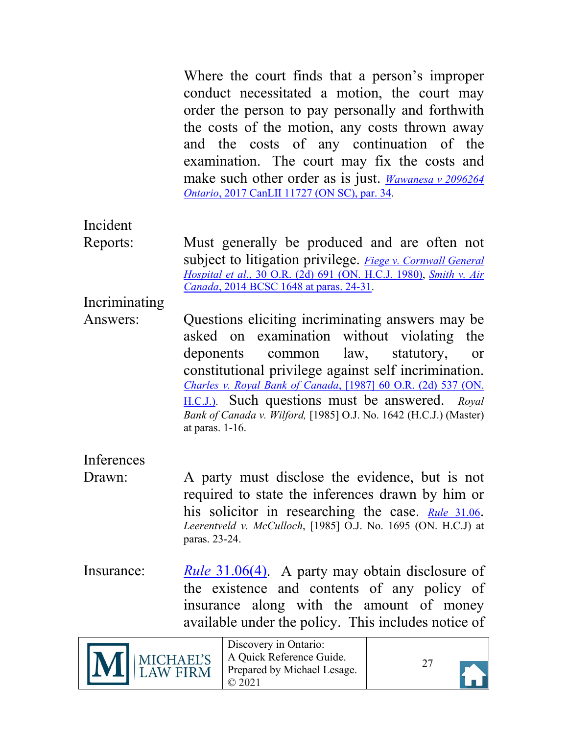Where the court finds that a person's improper conduct necessitated a motion, the court may order the person to pay personally and forthwith the costs of the motion, any costs thrown away and the costs of any continuation of the examination. The court may fix the costs and make such other order as is just. *Wawanesa v 2096264 Ontario*, 2017 CanLII 11727 (ON SC), par. 34.

**Incident Reports:** Must generally be produced and are often not subject to litigation privilege. *Fiege v. Cornwall General Hospital et al*., 30 O.R. (2d) 691 (ON. H.C.J. 1980), *Smith v. Air Canada*, 2014 BCSC 1648 at paras. 24-31.

**Incriminating Answers:** Questions eliciting incriminating answers may be asked on examination without violating the deponents common law, statutory, or constitutional privilege against self incrimination. *Charles v. Royal Bank of Canada*, [1987] 60 O.R. (2d) 537 (ON. H.C.J.). Such questions must be answered. *Royal Bank of Canada v. Wilford,* [1985] O.J. No. 1642 (H.C.J.) (Master) at paras. 1-16.

**Inferences Drawn:** A party must disclose the evidence, but is not required to state the inferences drawn by him or his solicitor in researching the case. *Rule* 31.06. *Leerentveld v. McCulloch*, [1985] O.J. No. 1695 (ON. H.C.J) at paras. 23-24.

**Insurance:** *Rule* 31.06(4). A party may obtain disclosure of the existence and contents of any policy of insurance along with the amount of money available under the policy. This includes notice of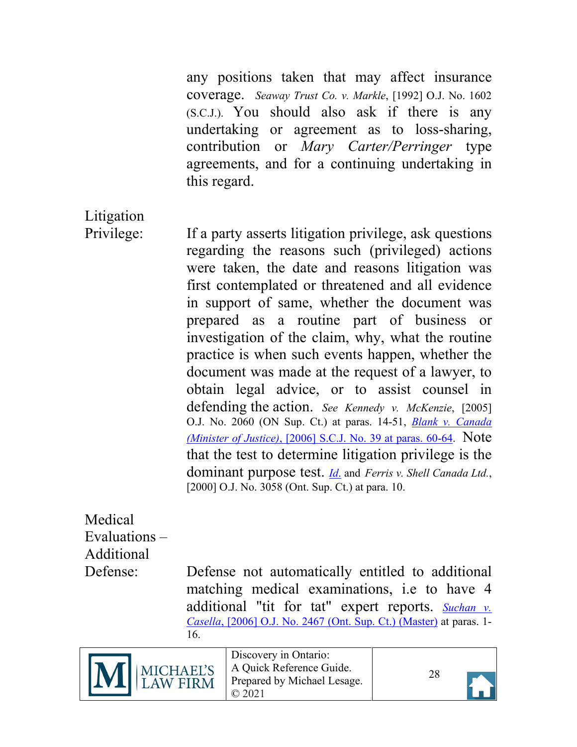any positions taken that may affect insurance coverage. *Seaway Trust Co. v. Markle*, [1992] O.J. No. 1602 (S.C.J.). You should also ask if there is any undertaking or agreement as to loss-sharing, contribution or *Mary Carter/Perringer* type agreements, and for a continuing undertaking in this regard.

**Litigation Privilege:** If a party asserts litigation privilege, ask questions regarding the reasons such (privileged) actions were taken, the date and reasons litigation was first contemplated or threatened and all evidence in support of same, whether the document was prepared as a routine part of business or investigation of the claim, why, what the routine practice is when such events happen, whether the document was made at the request of a lawyer, to obtain legal advice, or to assist counsel in defending the action. *See Kennedy v. McKenzie*, [2005] O.J. No. 2060 (ON Sup. Ct.) at paras. 14-51, *Blank v. Canada (Minister of Justice)*, [2006] S.C.J. No. 39 at paras. 60-64. Note that the test to determine litigation privilege is the dominant purpose test. *Id.* and *Ferris v. Shell Canada Ltd.*, [2000] O.J. No. 3058 (Ont. Sup. Ct.) at para. 10.

**Medical Evaluations – Additional Defense:** Defense not automatically entitled to additional matching medical examinations, i.e to have 4 additional "tit for tat" expert reports. *Suchan v. Casella*, [2006] O.J. No. 2467 (Ont. Sup. Ct.) (Master) at paras. 1-16.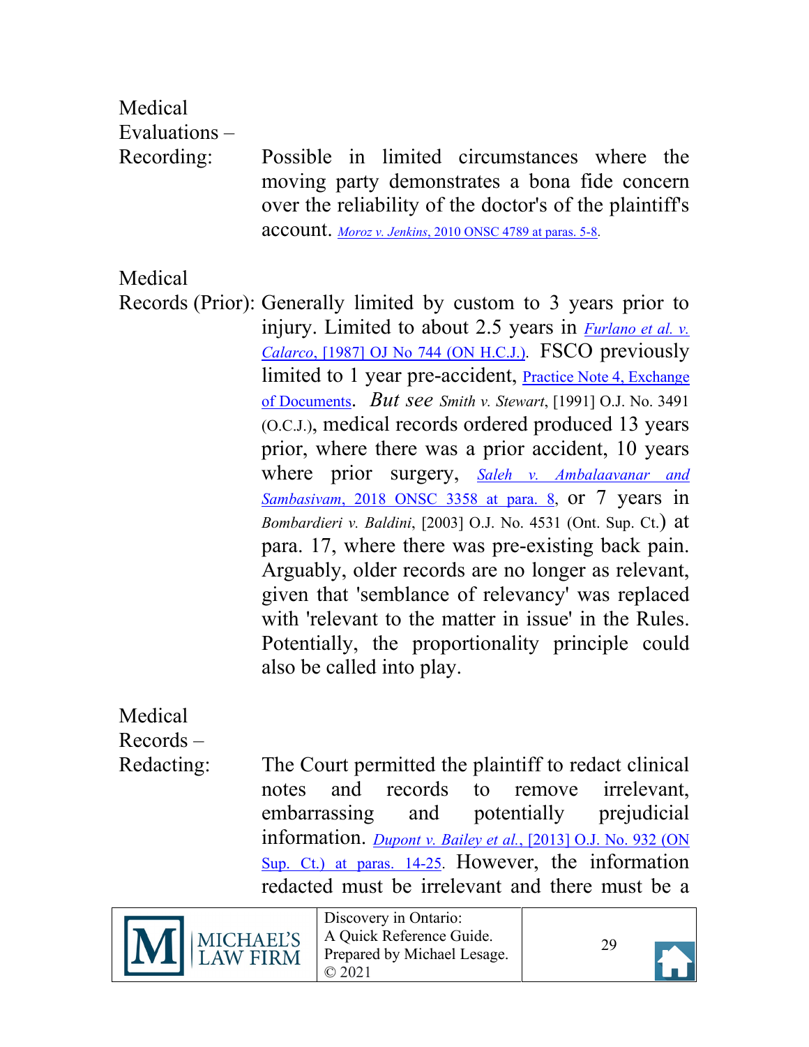**Medical Evaluations – Recording:** Possible in limited circumstances where the moving party demonstrates a bona fide concern over the reliability of the doctor's of the plaintiff's account. *Moroz v. Jenkins*, 2010 ONSC 4789 at paras. 5-8.

**Medical Records (Prior):** Generally limited by custom to 3 years prior to injury. Limited to about 2.5 years in *Furlano et al. v. Calarco*, [1987] OJ No 744 (ON H.C.J.). FSCO previously limited to 1 year pre-accident, Practice Note 4, Exchange of Documents. *But see* *Smith v. Stewart*, [1991] O.J. No. 3491 (O.C.J.), medical records ordered produced 13 years prior, where there was a prior accident, 10 years where prior surgery, *Saleh v. Ambalaavanar and Sambasivam*, 2018 ONSC 3358 at para. 8, or 7 years in *Bombardieri v. Baldini*, [2003] O.J. No. 4531 (Ont. Sup. Ct.) at para. 17, where there was pre-existing back pain. Arguably, older records are no longer as relevant, given that 'semblance of relevancy' was replaced with 'relevant to the matter in issue' in the Rules. Potentially, the proportionality principle could also be called into play.

**Medical Records – Redacting:** The Court permitted the plaintiff to redact clinical notes and records to remove irrelevant, embarrassing and potentially prejudicial information. *Dupont v. Bailey et al.*, [2013] O.J. No. 932 (ON Sup. Ct.) at paras. 14-25. However, the information redacted must be irrelevant and there must be a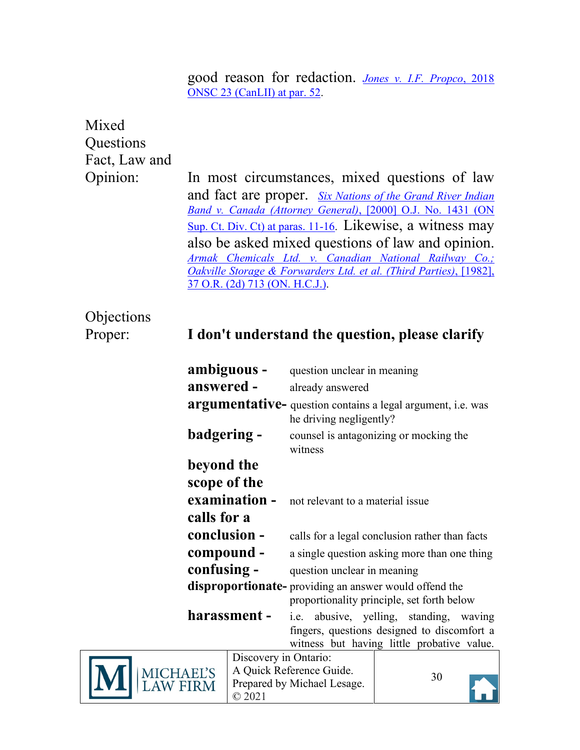good reason for redaction. *Jones v. I.F. Propco*, 2018 ONSC 23 (CanLII) at par. 52.

**Mixed Questions Fact, Law and Opinion:**

In most circumstances, mixed questions of law and fact are proper. *Six Nations of the Grand River Indian Band v. Canada (Attorney General)*, [2000] O.J. No. 1431 (ON Sup. Ct. Div. Ct) at paras. 11-16. Likewise, a witness may also be asked mixed questions of law and opinion. *Armak Chemicals Ltd. v. Canadian National Railway Co.; Oakville Storage & Forwarders Ltd. et al. (Third Parties)*, [1982], 37 O.R. (2d) 713 (ON. H.C.J.).

**Objections Proper:**

**I don't understand the question, please clarify**

| | |
|---|---|
| **ambiguous -** | question unclear in meaning |
| **answered -** | already answered |
| **argumentative-** | question contains a legal argument, i.e. was he driving negligently? |
| **badgering -** | counsel is antagonizing or mocking the witness |
| **beyond the scope of the examination -** | not relevant to a material issue |
| **calls for a conclusion -** | calls for a legal conclusion rather than facts |
| **compound -** | a single question asking more than one thing |
| **confusing -** | question unclear in meaning |
| **disproportionate-** | providing an answer would offend the proportionality principle, set forth below |
| **harassment -** | i.e. abusive, yelling, standing, waving fingers, questions designed to discomfort a witness but having little probative value. |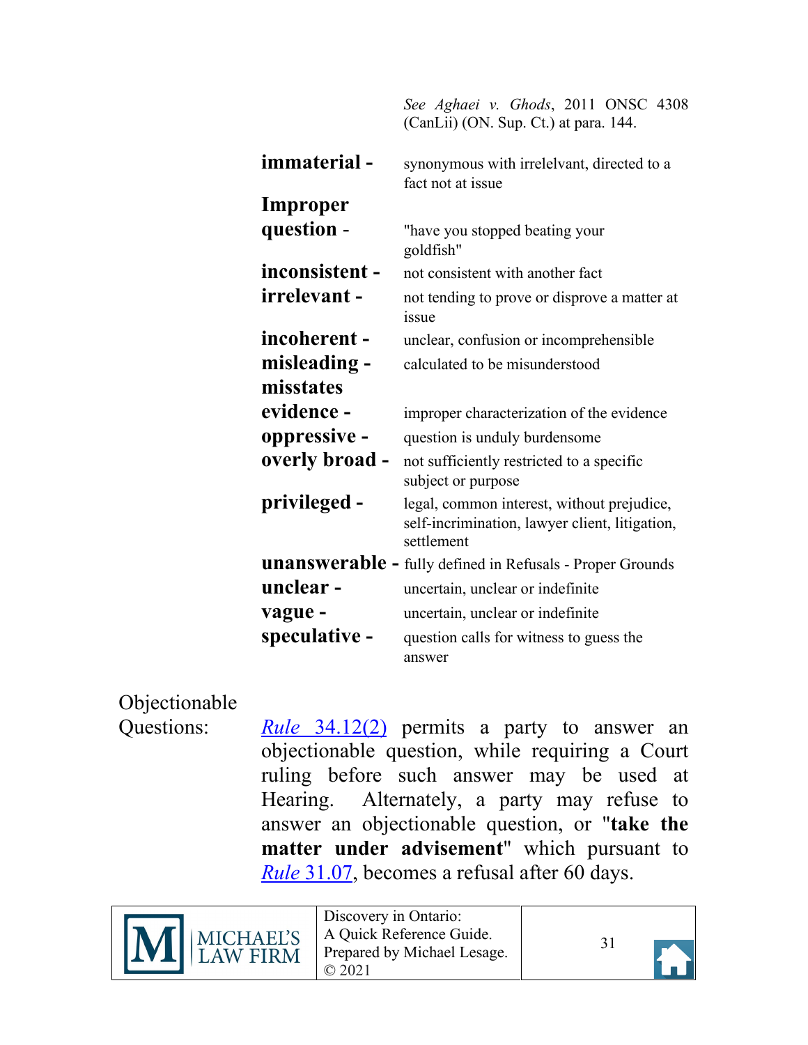*See Aghaei v. Ghods*, 2011 ONSC 4308 (CanLii) (ON. Sup. Ct.) at para. 144.

| | |
|---|---|
| **immaterial -** | synonymous with irrelelvant, directed to a fact not at issue |
| **Improper question -** | "have you stopped beating your goldfish" |
| **inconsistent -** | not consistent with another fact |
| **irrelevant -** | not tending to prove or disprove a matter at issue |
| **incoherent -** | unclear, confusion or incomprehensible |
| **misleading -** | calculated to be misunderstood |
| **misstates evidence -** | improper characterization of the evidence |
| **oppressive -** | question is unduly burdensome |
| **overly broad -** | not sufficiently restricted to a specific subject or purpose |
| **privileged -** | legal, common interest, without prejudice, self-incrimination, lawyer client, litigation, settlement |
| **unanswerable -** | fully defined in Refusals - Proper Grounds |
| **unclear -** | uncertain, unclear or indefinite |
| **vague -** | uncertain, unclear or indefinite |
| **speculative -** | question calls for witness to guess the answer |

Objectionable Questions: *Rule* 34.12(2) permits a party to answer an objectionable question, while requiring a Court ruling before such answer may be used at Hearing. Alternately, a party may refuse to answer an objectionable question, or "**take the matter under advisement**" which pursuant to *Rule* 31.07, becomes a refusal after 60 days.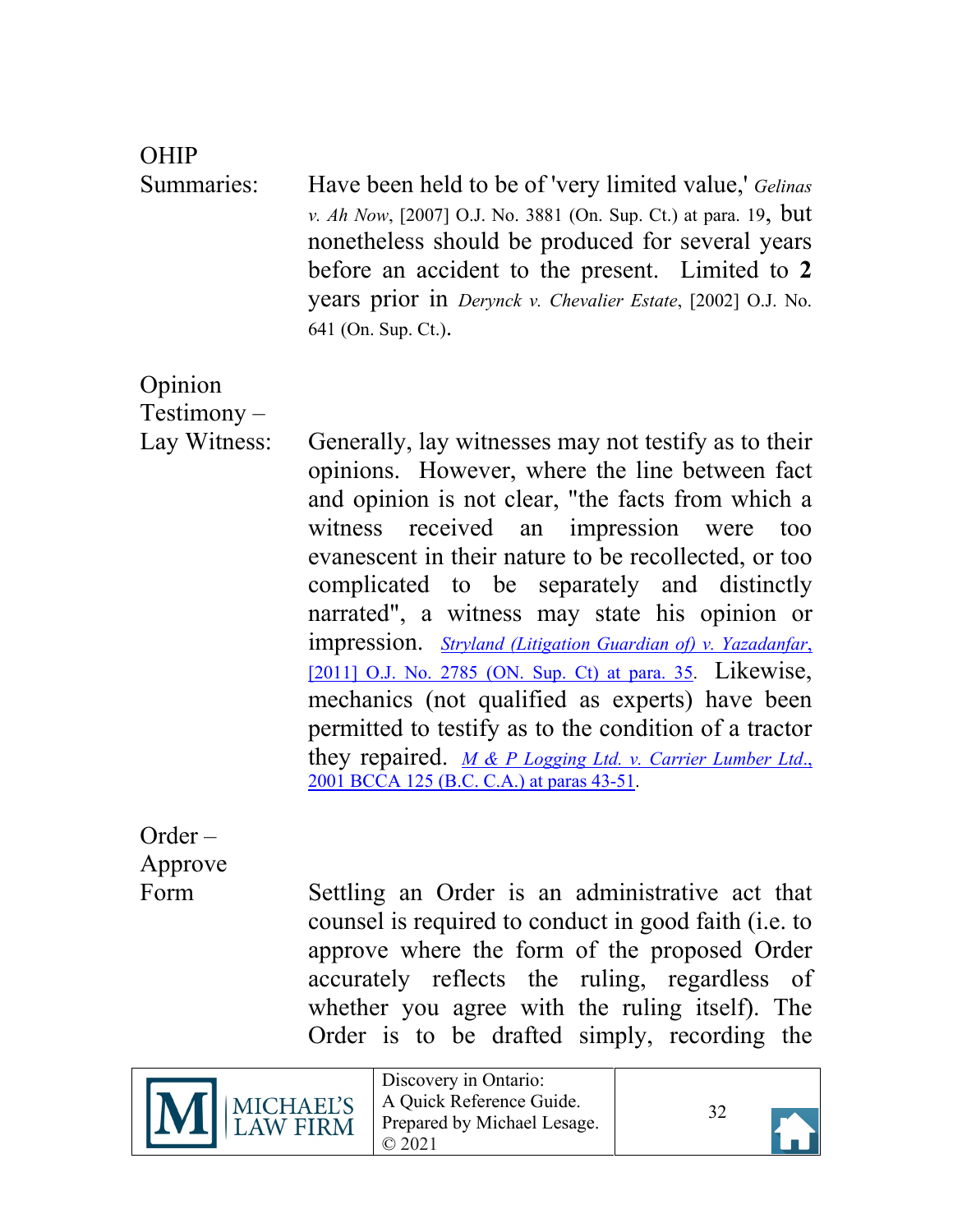**OHIP Summaries:** Have been held to be of 'very limited value,' *Gelinas v. Ah Now*, [2007] O.J. No. 3881 (On. Sup. Ct.) at para. 19, but nonetheless should be produced for several years before an accident to the present. Limited to **2** years prior in *Derynck v. Chevalier Estate*, [2002] O.J. No. 641 (On. Sup. Ct.).

**Opinion Testimony – Lay Witness:** Generally, lay witnesses may not testify as to their opinions. However, where the line between fact and opinion is not clear, "the facts from which a witness received an impression were too evanescent in their nature to be recollected, or too complicated to be separately and distinctly narrated", a witness may state his opinion or impression. *Stryland (Litigation Guardian of) v. Yazadanfar*, [2011] O.J. No. 2785 (ON. Sup. Ct) at para. 35. Likewise, mechanics (not qualified as experts) have been permitted to testify as to the condition of a tractor they repaired. *M & P Logging Ltd. v. Carrier Lumber Ltd.*, 2001 BCCA 125 (B.C. C.A.) at paras 43-51.

**Order – Approve Form:** Settling an Order is an administrative act that counsel is required to conduct in good faith (i.e. to approve where the form of the proposed Order accurately reflects the ruling, regardless of whether you agree with the ruling itself). The Order is to be drafted simply, recording the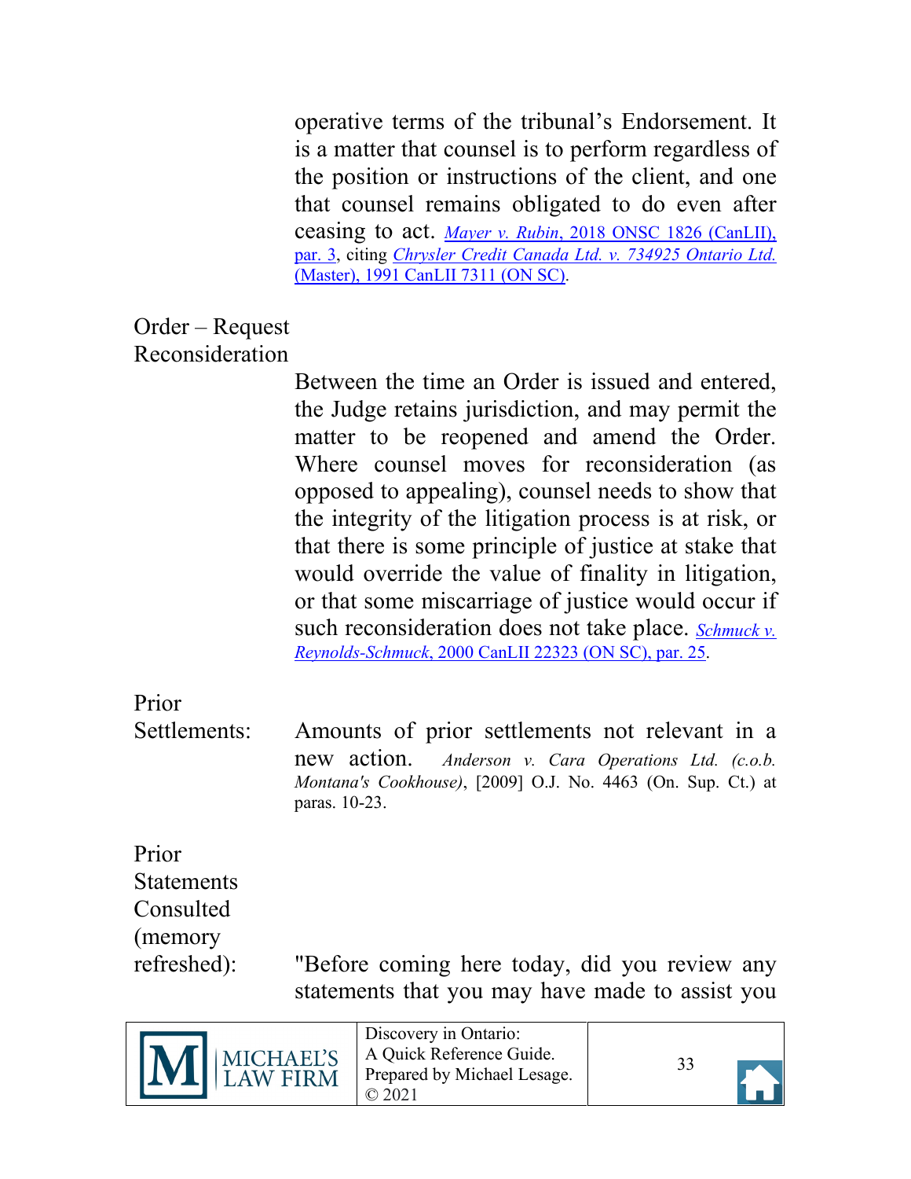operative terms of the tribunal's Endorsement. It is a matter that counsel is to perform regardless of the position or instructions of the client, and one that counsel remains obligated to do even after ceasing to act. *Mayer v. Rubin*, 2018 ONSC 1826 (CanLII), par. 3, citing *Chrysler Credit Canada Ltd. v. 734925 Ontario Ltd.* (Master), 1991 CanLII 7311 (ON SC).

**Order – Request Reconsideration**

Between the time an Order is issued and entered, the Judge retains jurisdiction, and may permit the matter to be reopened and amend the Order. Where counsel moves for reconsideration (as opposed to appealing), counsel needs to show that the integrity of the litigation process is at risk, or that there is some principle of justice at stake that would override the value of finality in litigation, or that some miscarriage of justice would occur if such reconsideration does not take place. *Schmuck v. Reynolds-Schmuck*, 2000 CanLII 22323 (ON SC), par. 25.

**Prior Settlements:**

Amounts of prior settlements not relevant in a new action. *Anderson v. Cara Operations Ltd. (c.o.b. Montana's Cookhouse)*, [2009] O.J. No. 4463 (On. Sup. Ct.) at paras. 10-23.

**Prior Statements Consulted (memory refreshed):**

"Before coming here today, did you review any statements that you may have made to assist you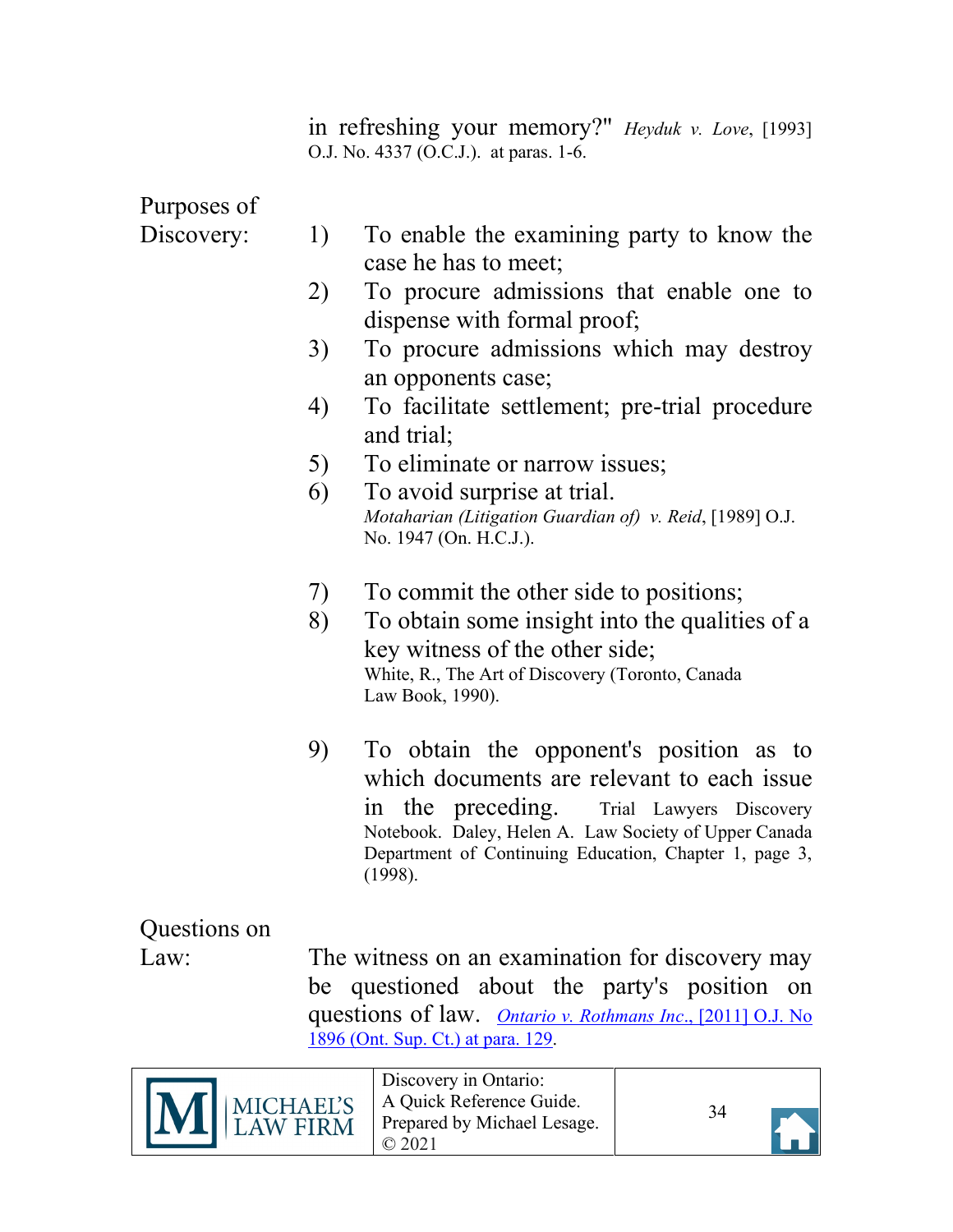in refreshing your memory?" *Heyduk v. Love*, [1993] O.J. No. 4337 (O.C.J.). at paras. 1-6.

**Purposes of Discovery:**

1) To enable the examining party to know the case he has to meet;
2) To procure admissions that enable one to dispense with formal proof;
3) To procure admissions which may destroy an opponents case;
4) To facilitate settlement; pre-trial procedure and trial;
5) To eliminate or narrow issues;
6) To avoid surprise at trial.
   *Motaharian (Litigation Guardian of) v. Reid*, [1989] O.J. No. 1947 (On. H.C.J.).

7) To commit the other side to positions;
8) To obtain some insight into the qualities of a key witness of the other side;
   White, R., The Art of Discovery (Toronto, Canada Law Book, 1990).

9) To obtain the opponent's position as to which documents are relevant to each issue in the preceding. Trial Lawyers Discovery Notebook. Daley, Helen A. Law Society of Upper Canada Department of Continuing Education, Chapter 1, page 3, (1998).

**Questions on Law:**

The witness on an examination for discovery may be questioned about the party's position on questions of law. *Ontario v. Rothmans Inc.*, [2011] O.J. No 1896 (Ont. Sup. Ct.) at para. 129.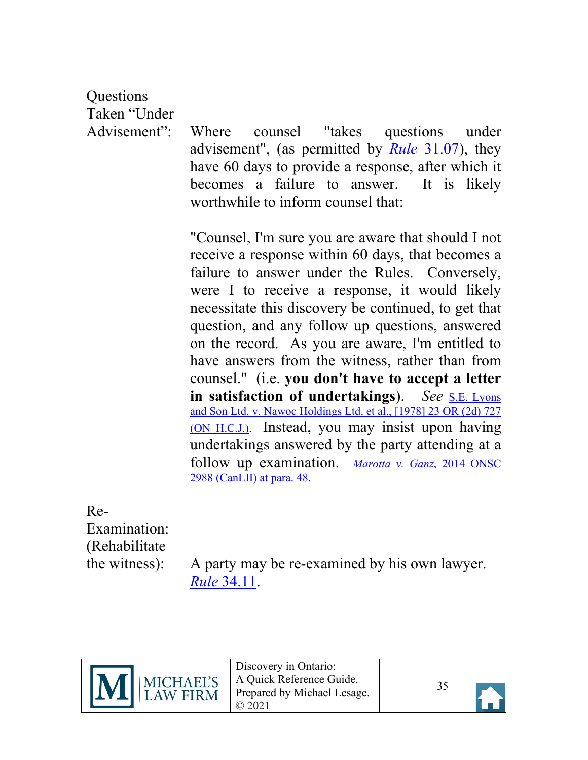**Questions Taken "Under Advisement":** Where counsel "takes questions under advisement", (as permitted by *Rule* 31.07), they have 60 days to provide a response, after which it becomes a failure to answer. It is likely worthwhile to inform counsel that:

"Counsel, I'm sure you are aware that should I not receive a response within 60 days, that becomes a failure to answer under the Rules. Conversely, were I to receive a response, it would likely necessitate this discovery be continued, to get that question, and any follow up questions, answered on the record. As you are aware, I'm entitled to have answers from the witness, rather than from counsel." (i.e. **you don't have to accept a letter in satisfaction of undertakings**). *See* S.E. Lyons and Son Ltd. v. Nawoc Holdings Ltd. et al., [1978] 23 OR (2d) 727 (ON H.C.J.). Instead, you may insist upon having undertakings answered by the party attending at a follow up examination. *Marotta v. Ganz*, 2014 ONSC 2988 (CanLII) at para. 48.

**Re-Examination: (Rehabilitate the witness):** A party may be re-examined by his own lawyer. *Rule* 34.11.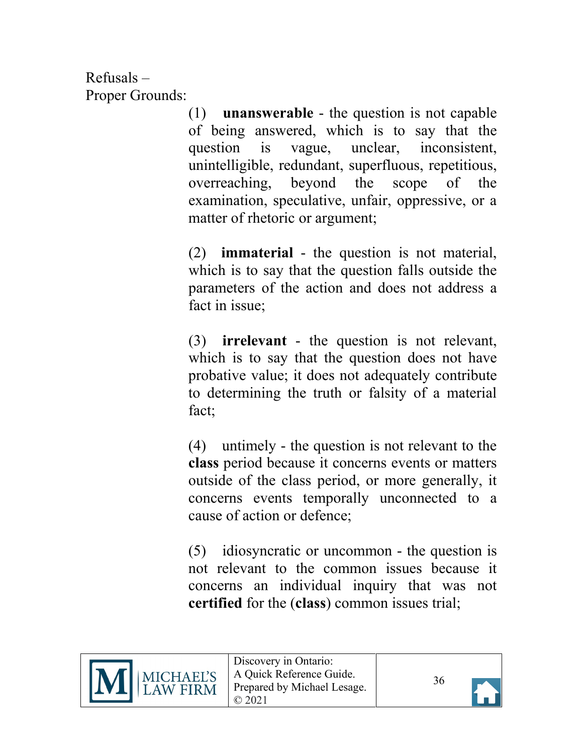Refusals –
Proper Grounds:

(1) **unanswerable** - the question is not capable of being answered, which is to say that the question is vague, unclear, inconsistent, unintelligible, redundant, superfluous, repetitious, overreaching, beyond the scope of the examination, speculative, unfair, oppressive, or a matter of rhetoric or argument;

(2) **immaterial** - the question is not material, which is to say that the question falls outside the parameters of the action and does not address a fact in issue;

(3) **irrelevant** - the question is not relevant, which is to say that the question does not have probative value; it does not adequately contribute to determining the truth or falsity of a material fact;

(4) untimely - the question is not relevant to the **class** period because it concerns events or matters outside of the class period, or more generally, it concerns events temporally unconnected to a cause of action or defence;

(5) idiosyncratic or uncommon - the question is not relevant to the common issues because it concerns an individual inquiry that was not **certified** for the (**class**) common issues trial;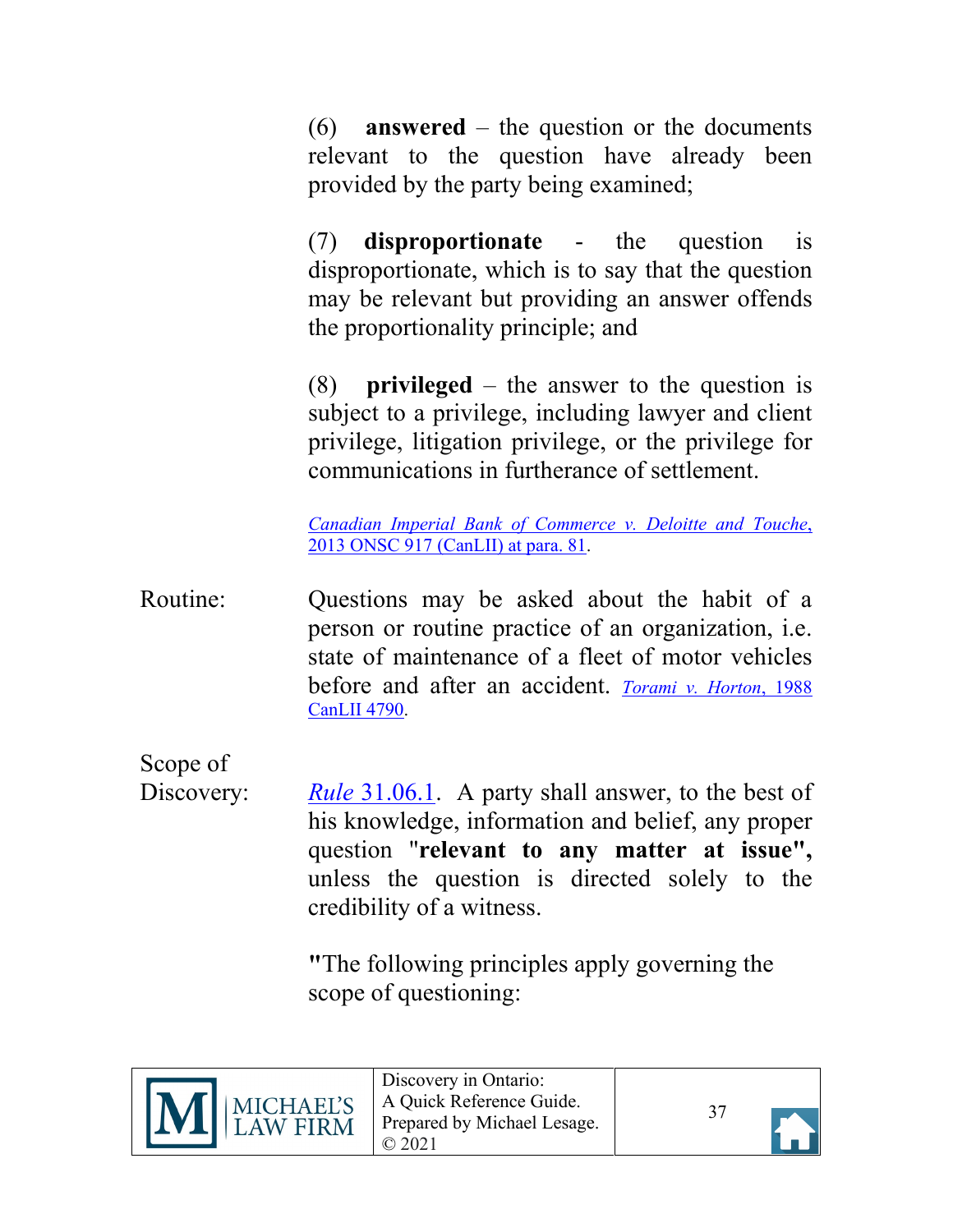(6) **answered** – the question or the documents relevant to the question have already been provided by the party being examined;

(7) **disproportionate** - the question is disproportionate, which is to say that the question may be relevant but providing an answer offends the proportionality principle; and

(8) **privileged** – the answer to the question is subject to a privilege, including lawyer and client privilege, litigation privilege, or the privilege for communications in furtherance of settlement.

*Canadian Imperial Bank of Commerce v. Deloitte and Touche*, 2013 ONSC 917 (CanLII) at para. 81.

Routine: Questions may be asked about the habit of a person or routine practice of an organization, i.e. state of maintenance of a fleet of motor vehicles before and after an accident. *Torami v. Horton*, 1988 CanLII 4790.

Scope of Discovery: *Rule* 31.06.1. A party shall answer, to the best of his knowledge, information and belief, any proper question "**relevant to any matter at issue",** unless the question is directed solely to the credibility of a witness.

"The following principles apply governing the scope of questioning: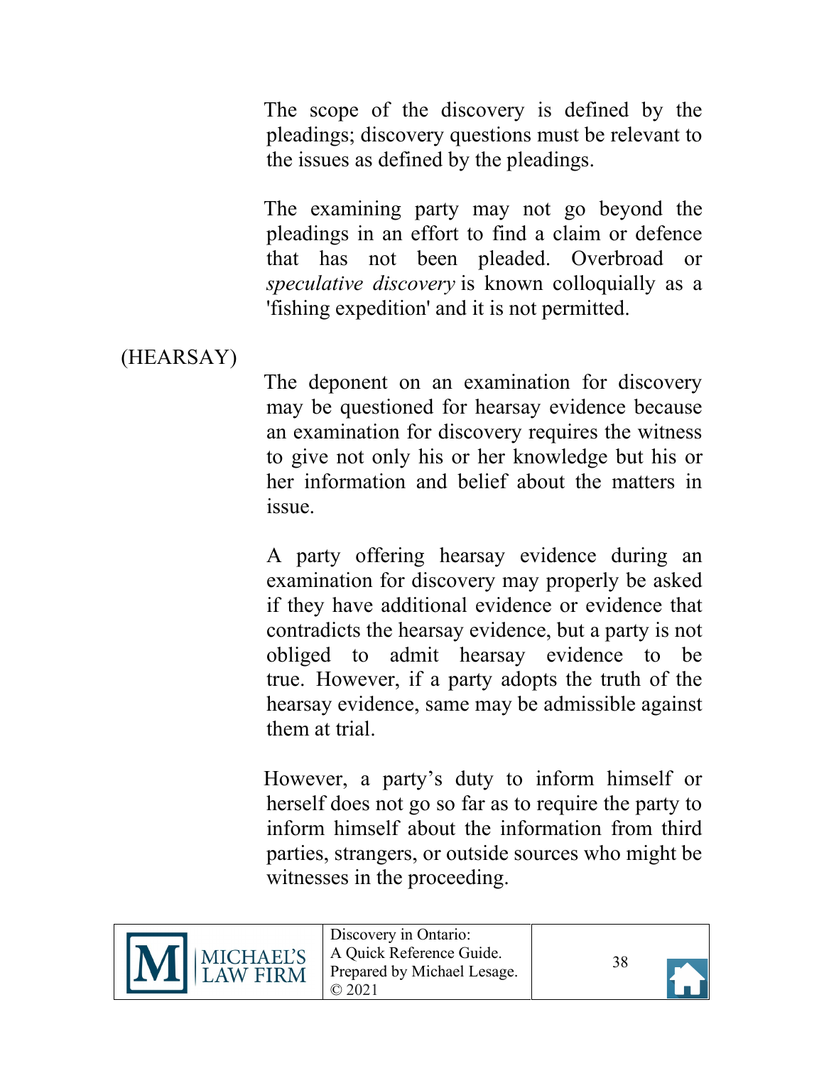The scope of the discovery is defined by the pleadings; discovery questions must be relevant to the issues as defined by the pleadings.

The examining party may not go beyond the pleadings in an effort to find a claim or defence that has not been pleaded. Overbroad or *speculative discovery* is known colloquially as a 'fishing expedition' and it is not permitted.

(HEARSAY)

The deponent on an examination for discovery may be questioned for hearsay evidence because an examination for discovery requires the witness to give not only his or her knowledge but his or her information and belief about the matters in issue.

A party offering hearsay evidence during an examination for discovery may properly be asked if they have additional evidence or evidence that contradicts the hearsay evidence, but a party is not obliged to admit hearsay evidence to be true. However, if a party adopts the truth of the hearsay evidence, same may be admissible against them at trial.

However, a party's duty to inform himself or herself does not go so far as to require the party to inform himself about the information from third parties, strangers, or outside sources who might be witnesses in the proceeding.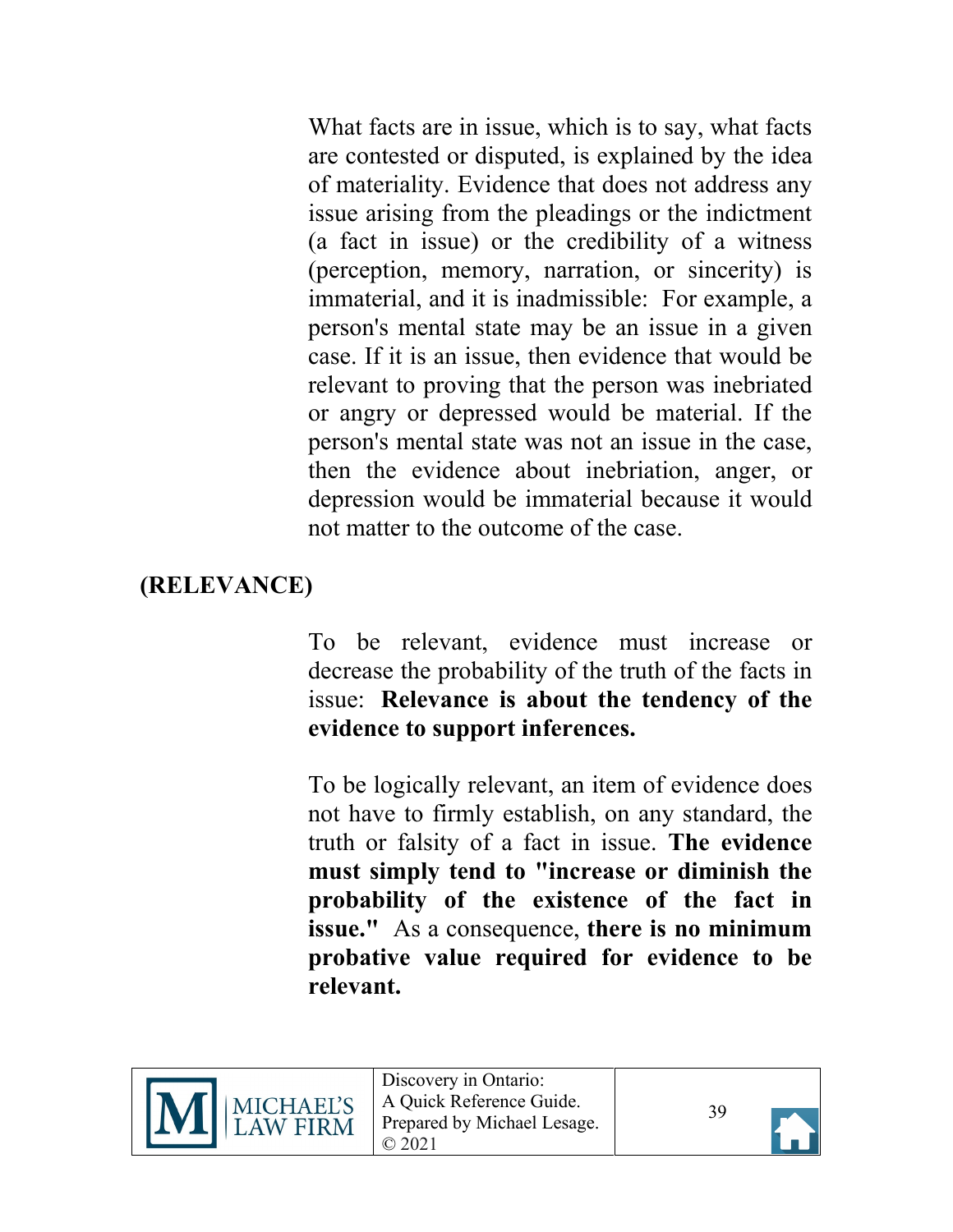What facts are in issue, which is to say, what facts are contested or disputed, is explained by the idea of materiality. Evidence that does not address any issue arising from the pleadings or the indictment (a fact in issue) or the credibility of a witness (perception, memory, narration, or sincerity) is immaterial, and it is inadmissible: For example, a person's mental state may be an issue in a given case. If it is an issue, then evidence that would be relevant to proving that the person was inebriated or angry or depressed would be material. If the person's mental state was not an issue in the case, then the evidence about inebriation, anger, or depression would be immaterial because it would not matter to the outcome of the case.

**(RELEVANCE)**

To be relevant, evidence must increase or decrease the probability of the truth of the facts in issue: **Relevance is about the tendency of the evidence to support inferences.**

To be logically relevant, an item of evidence does not have to firmly establish, on any standard, the truth or falsity of a fact in issue. **The evidence must simply tend to "increase or diminish the probability of the existence of the fact in issue."** As a consequence, **there is no minimum probative value required for evidence to be relevant.**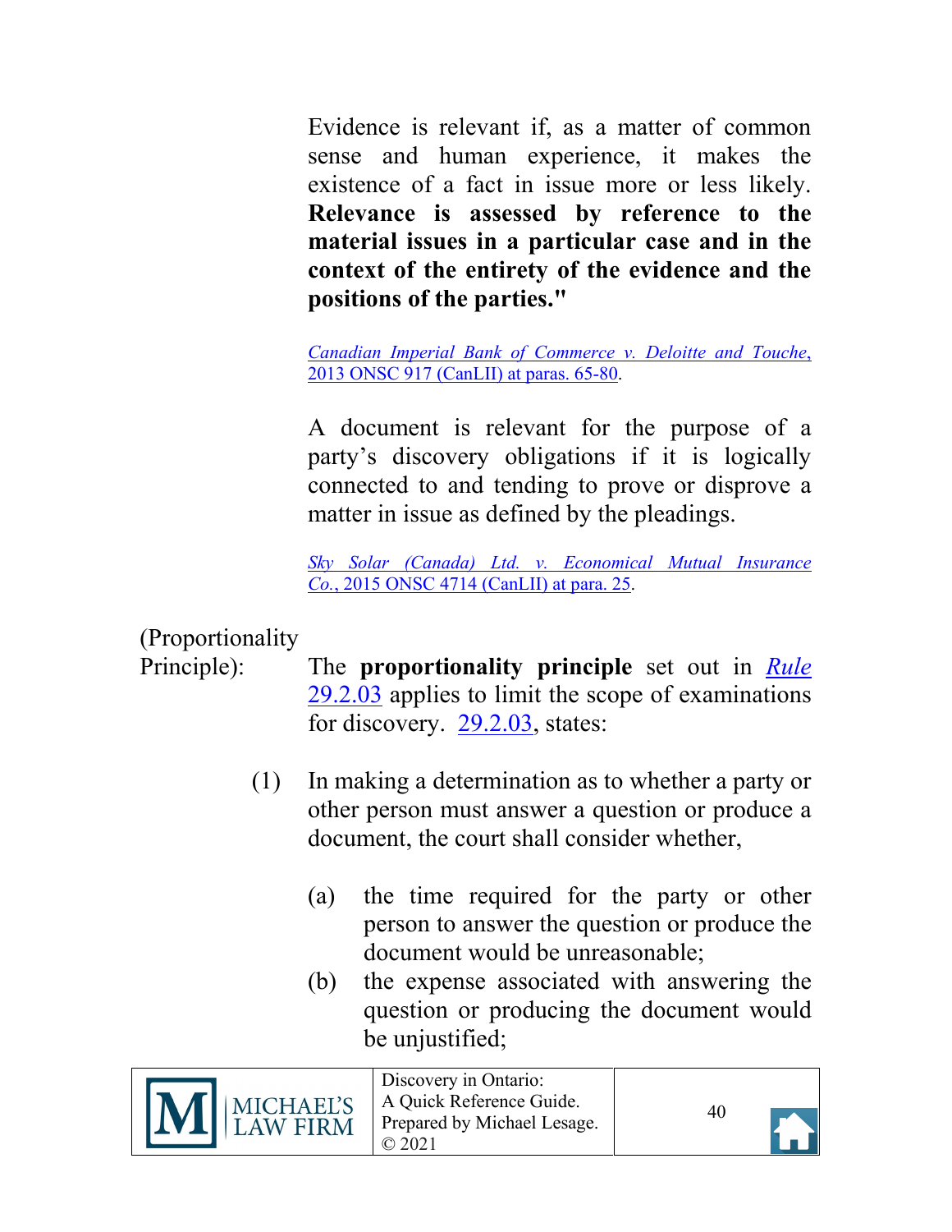Evidence is relevant if, as a matter of common sense and human experience, it makes the existence of a fact in issue more or less likely. **Relevance is assessed by reference to the material issues in a particular case and in the context of the entirety of the evidence and the positions of the parties."**

*Canadian Imperial Bank of Commerce v. Deloitte and Touche*, 2013 ONSC 917 (CanLII) at paras. 65-80.

A document is relevant for the purpose of a party's discovery obligations if it is logically connected to and tending to prove or disprove a matter in issue as defined by the pleadings.

*Sky Solar (Canada) Ltd. v. Economical Mutual Insurance Co.*, 2015 ONSC 4714 (CanLII) at para. 25.

(Proportionality Principle): The **proportionality principle** set out in *Rule* 29.2.03 applies to limit the scope of examinations for discovery. 29.2.03, states:

(1) In making a determination as to whether a party or other person must answer a question or produce a document, the court shall consider whether,

(a) the time required for the party or other person to answer the question or produce the document would be unreasonable;

(b) the expense associated with answering the question or producing the document would be unjustified;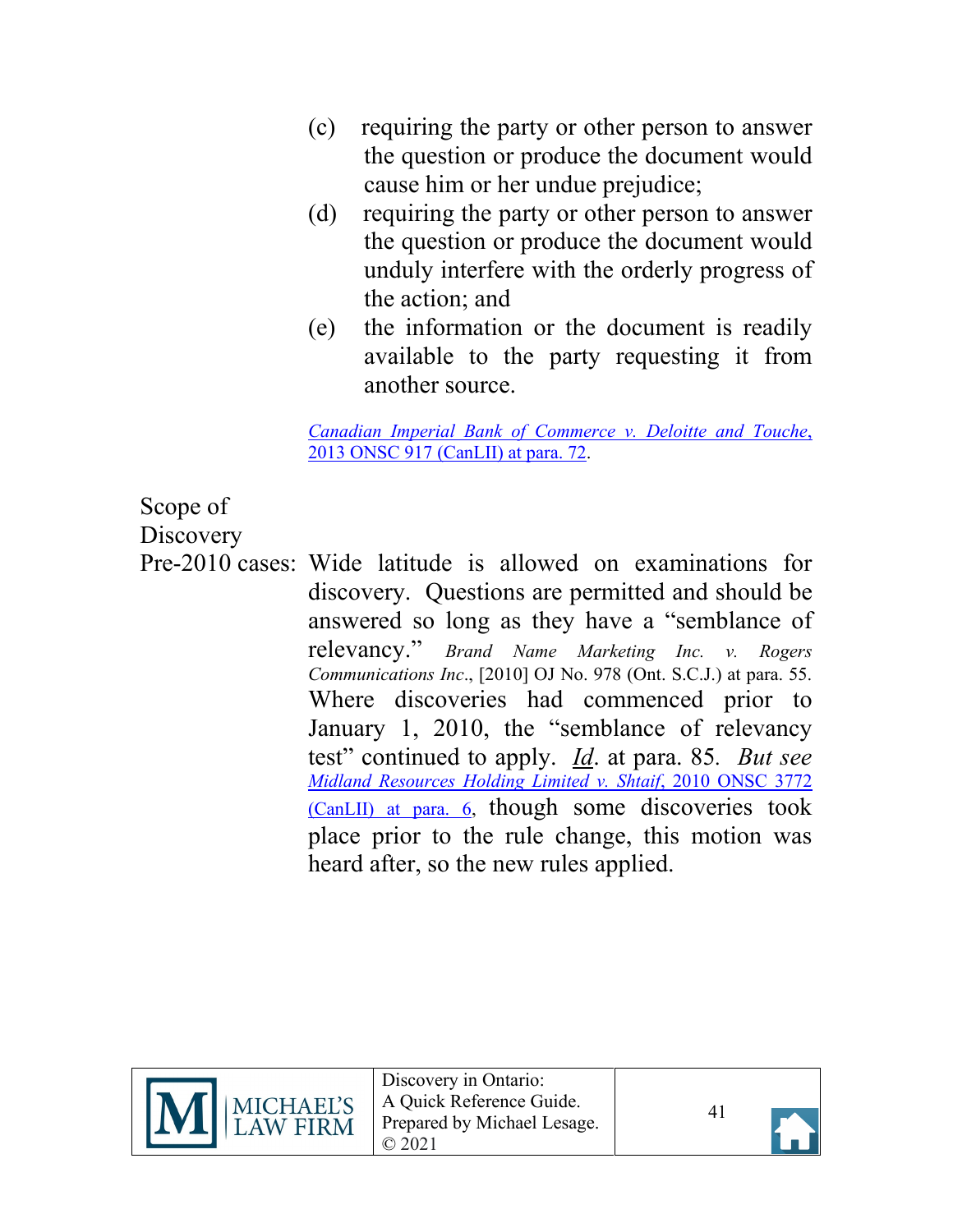(c) requiring the party or other person to answer the question or produce the document would cause him or her undue prejudice;

(d) requiring the party or other person to answer the question or produce the document would unduly interfere with the orderly progress of the action; and

(e) the information or the document is readily available to the party requesting it from another source.

*Canadian Imperial Bank of Commerce v. Deloitte and Touche*, 2013 ONSC 917 (CanLII) at para. 72.

**Scope of Discovery**

**Pre-2010 cases:** Wide latitude is allowed on examinations for discovery. Questions are permitted and should be answered so long as they have a "semblance of relevancy." *Brand Name Marketing Inc. v. Rogers Communications Inc*., [2010] OJ No. 978 (Ont. S.C.J.) at para. 55. Where discoveries had commenced prior to January 1, 2010, the "semblance of relevancy test" continued to apply. *Id*. at para. 85. *But see* *Midland Resources Holding Limited v. Shtaif*, 2010 ONSC 3772 (CanLII) at para. 6, though some discoveries took place prior to the rule change, this motion was heard after, so the new rules applied.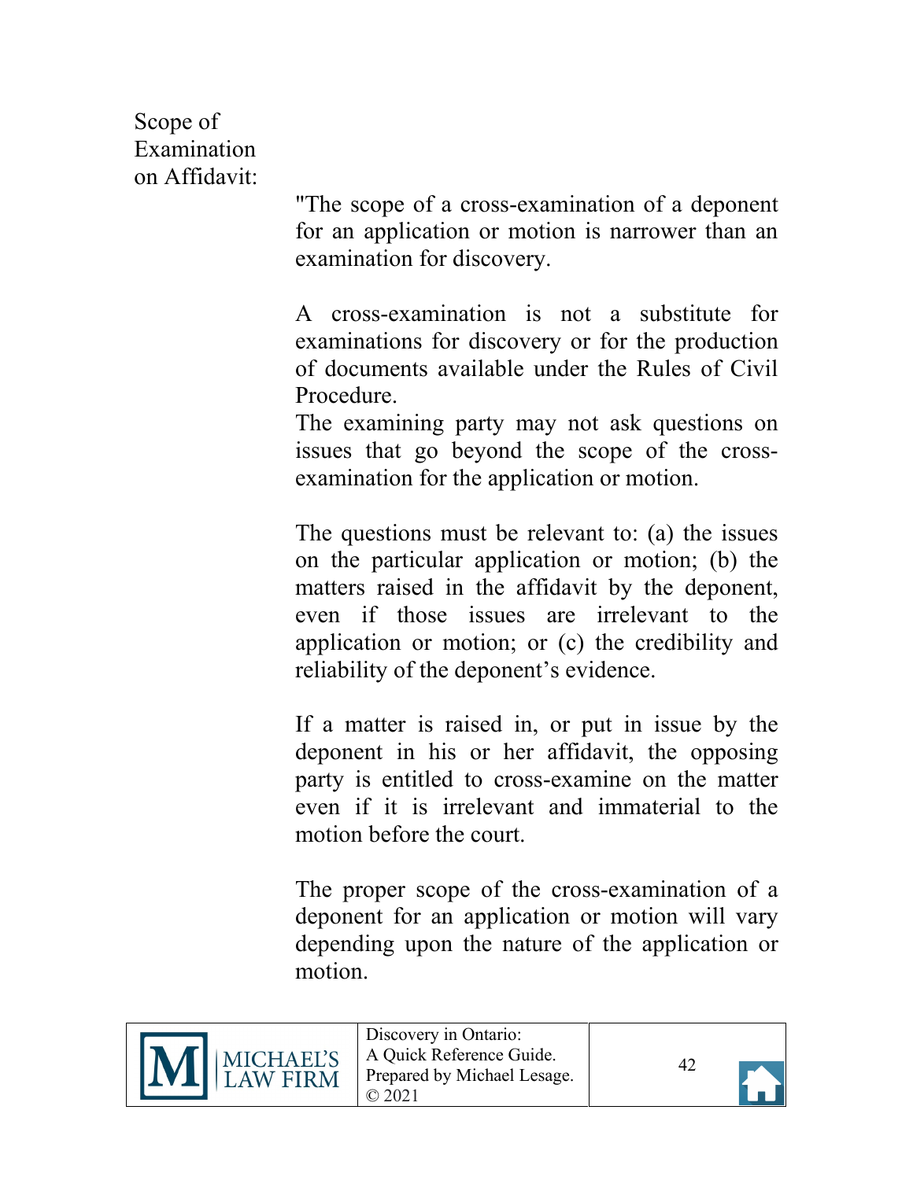Scope of Examination on Affidavit:

"The scope of a cross-examination of a deponent for an application or motion is narrower than an examination for discovery.

A cross-examination is not a substitute for examinations for discovery or for the production of documents available under the Rules of Civil Procedure.
The examining party may not ask questions on issues that go beyond the scope of the cross-examination for the application or motion.

The questions must be relevant to: (a) the issues on the particular application or motion; (b) the matters raised in the affidavit by the deponent, even if those issues are irrelevant to the application or motion; or (c) the credibility and reliability of the deponent's evidence.

If a matter is raised in, or put in issue by the deponent in his or her affidavit, the opposing party is entitled to cross-examine on the matter even if it is irrelevant and immaterial to the motion before the court.

The proper scope of the cross-examination of a deponent for an application or motion will vary depending upon the nature of the application or motion.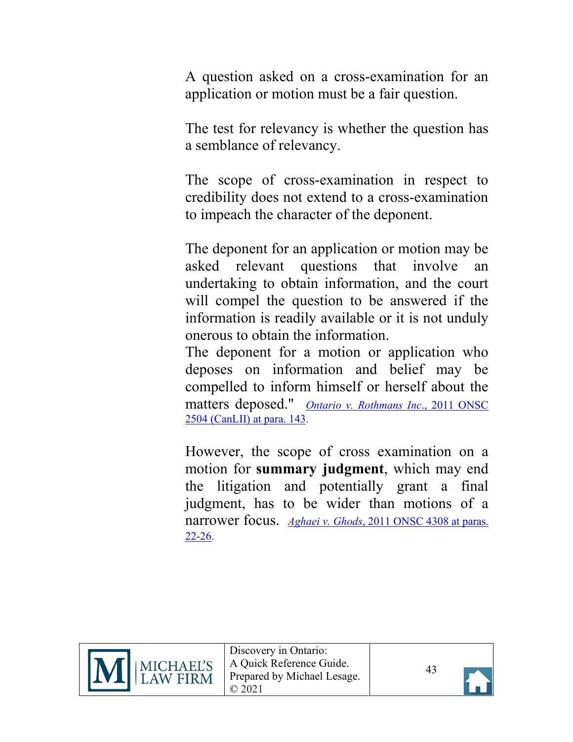A question asked on a cross-examination for an application or motion must be a fair question.

The test for relevancy is whether the question has a semblance of relevancy.

The scope of cross-examination in respect to credibility does not extend to a cross-examination to impeach the character of the deponent.

The deponent for an application or motion may be asked relevant questions that involve an undertaking to obtain information, and the court will compel the question to be answered if the information is readily available or it is not unduly onerous to obtain the information.
The deponent for a motion or application who deposes on information and belief may be compelled to inform himself or herself about the matters deposed." *Ontario v. Rothmans Inc.*, 2011 ONSC 2504 (CanLII) at para. 143.

However, the scope of cross examination on a motion for **summary judgment**, which may end the litigation and potentially grant a final judgment, has to be wider than motions of a narrower focus. *Aghaei v. Ghods*, 2011 ONSC 4308 at paras. 22-26.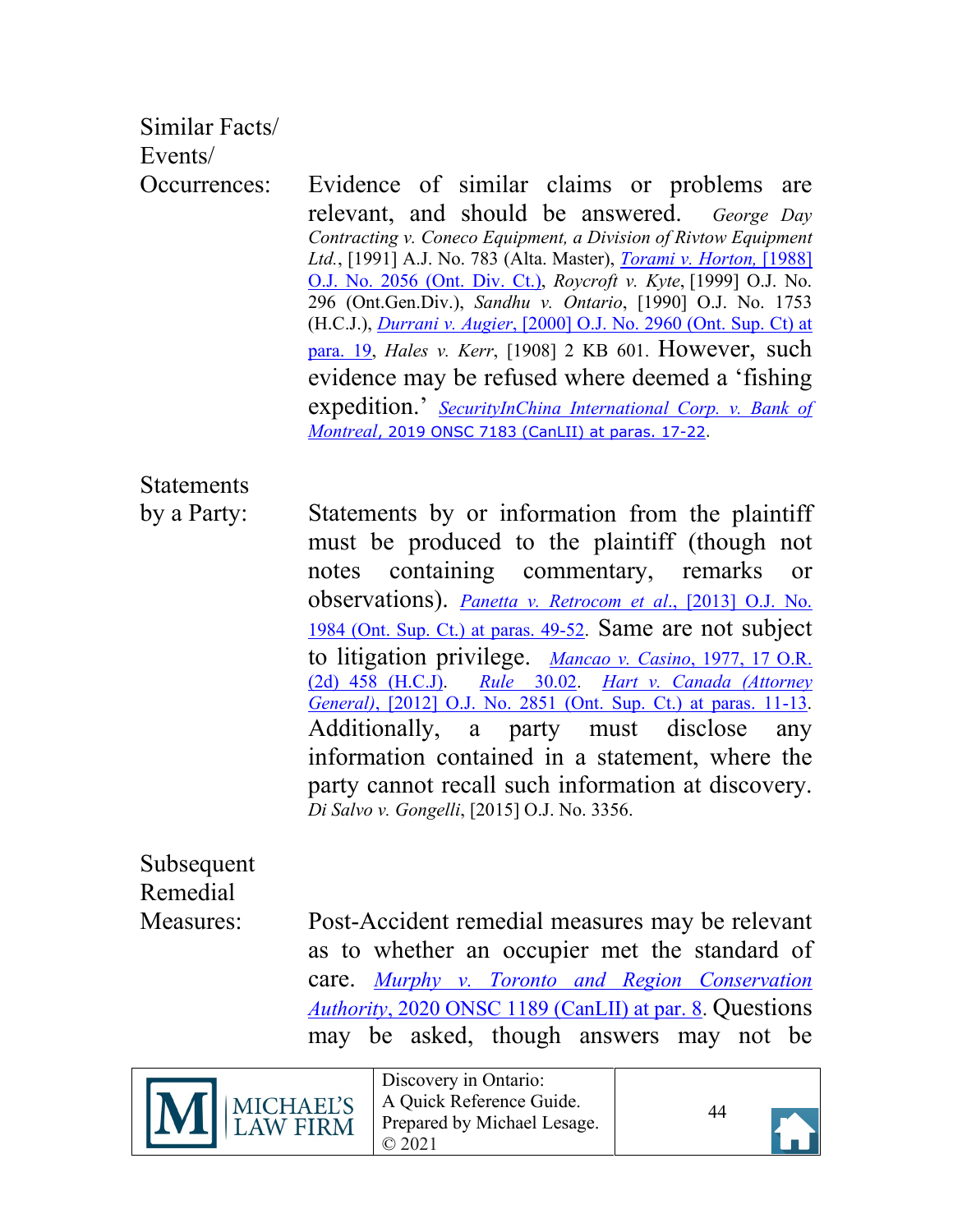**Similar Facts/ Events/ Occurrences:**

Evidence of similar claims or problems are relevant, and should be answered. *George Day Contracting v. Coneco Equipment, a Division of Rivtow Equipment Ltd.*, [1991] A.J. No. 783 (Alta. Master), *Torami v. Horton*, [1988] O.J. No. 2056 (Ont. Div. Ct.), *Roycroft v. Kyte*, [1999] O.J. No. 296 (Ont.Gen.Div.), *Sandhu v. Ontario*, [1990] O.J. No. 1753 (H.C.J.), *Durrani v. Augier*, [2000] O.J. No. 2960 (Ont. Sup. Ct) at para. 19, *Hales v. Kerr*, [1908] 2 KB 601. However, such evidence may be refused where deemed a 'fishing expedition.' *SecurityInChina International Corp. v. Bank of Montreal*, 2019 ONSC 7183 (CanLII) at paras. 17-22.

**Statements by a Party:**

Statements by or information from the plaintiff must be produced to the plaintiff (though not notes containing commentary, remarks or observations). *Panetta v. Retrocom et al.*, [2013] O.J. No. 1984 (Ont. Sup. Ct.) at paras. 49-52. Same are not subject to litigation privilege. *Mancao v. Casino*, 1977, 17 O.R. (2d) 458 (H.C.J). Rule 30.02. *Hart v. Canada (Attorney General)*, [2012] O.J. No. 2851 (Ont. Sup. Ct.) at paras. 11-13. Additionally, a party must disclose any information contained in a statement, where the party cannot recall such information at discovery. *Di Salvo v. Gongelli*, [2015] O.J. No. 3356.

**Subsequent Remedial Measures:**

Post-Accident remedial measures may be relevant as to whether an occupier met the standard of care. *Murphy v. Toronto and Region Conservation Authority*, 2020 ONSC 1189 (CanLII) at par. 8. Questions may be asked, though answers may not be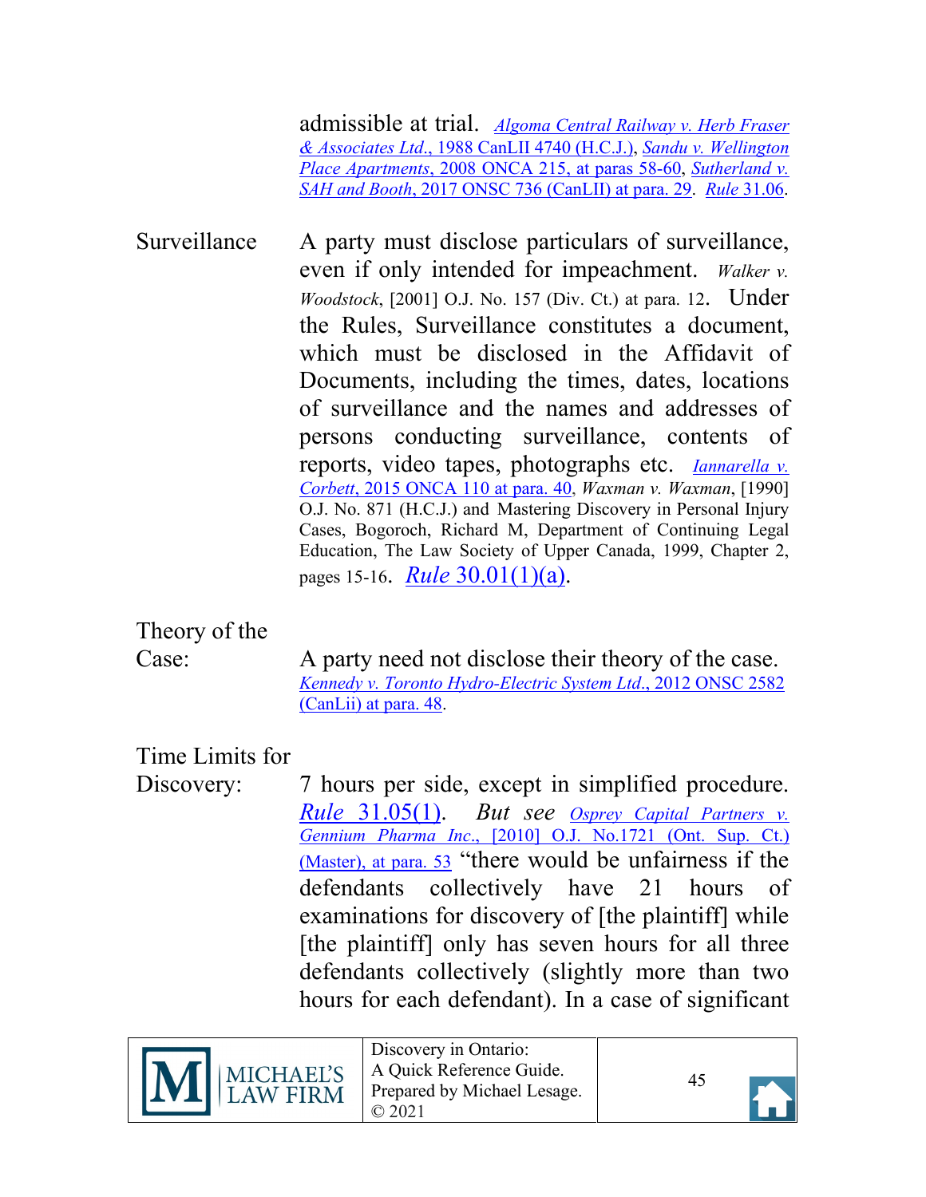admissible at trial. *Algoma Central Railway v. Herb Fraser & Associates Ltd*., 1988 CanLII 4740 (H.C.J.), *Sandu v. Wellington Place Apartments*, 2008 ONCA 215, at paras 58-60, *Sutherland v. SAH and Booth*, 2017 ONSC 736 (CanLII) at para. 29. *Rule* 31.06.

**Surveillance**

A party must disclose particulars of surveillance, even if only intended for impeachment. *Walker v. Woodstock*, [2001] O.J. No. 157 (Div. Ct.) at para. 12. Under the Rules, Surveillance constitutes a document, which must be disclosed in the Affidavit of Documents, including the times, dates, locations of surveillance and the names and addresses of persons conducting surveillance, contents of reports, video tapes, photographs etc. *Iannarella v. Corbett*, 2015 ONCA 110 at para. 40, *Waxman v. Waxman*, [1990] O.J. No. 871 (H.C.J.) and Mastering Discovery in Personal Injury Cases, Bogoroch, Richard M, Department of Continuing Legal Education, The Law Society of Upper Canada, 1999, Chapter 2, pages 15-16. *Rule* 30.01(1)(a).

**Theory of the Case:**

A party need not disclose their theory of the case. *Kennedy v. Toronto Hydro-Electric System Ltd*., 2012 ONSC 2582 (CanLii) at para. 48.

**Time Limits for Discovery:**

7 hours per side, except in simplified procedure. *Rule* 31.05(1). *But see* *Osprey Capital Partners v. Gennium Pharma Inc*., [2010] O.J. No.1721 (Ont. Sup. Ct.) (Master), at para. 53 "there would be unfairness if the defendants collectively have 21 hours of examinations for discovery of [the plaintiff] while [the plaintiff] only has seven hours for all three defendants collectively (slightly more than two hours for each defendant). In a case of significant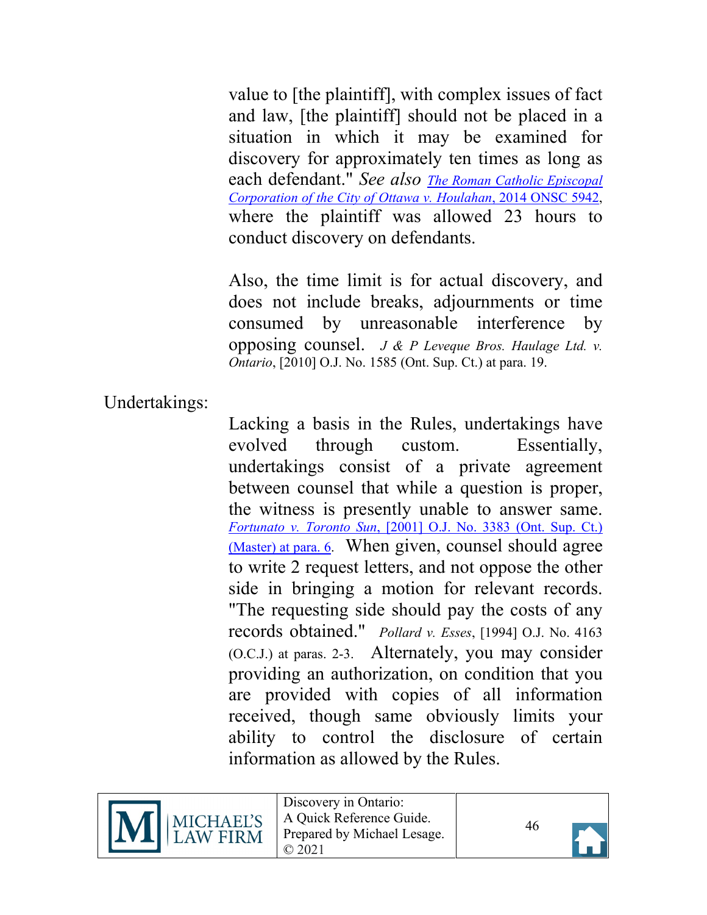value to [the plaintiff], with complex issues of fact and law, [the plaintiff] should not be placed in a situation in which it may be examined for discovery for approximately ten times as long as each defendant." *See also* *The Roman Catholic Episcopal Corporation of the City of Ottawa v. Houlahan*, 2014 ONSC 5942, where the plaintiff was allowed 23 hours to conduct discovery on defendants.

Also, the time limit is for actual discovery, and does not include breaks, adjournments or time consumed by unreasonable interference by opposing counsel. *J & P Leveque Bros. Haulage Ltd. v. Ontario*, [2010] O.J. No. 1585 (Ont. Sup. Ct.) at para. 19.

Undertakings:

Lacking a basis in the Rules, undertakings have evolved through custom. Essentially, undertakings consist of a private agreement between counsel that while a question is proper, the witness is presently unable to answer same. *Fortunato v. Toronto Sun*, [2001] O.J. No. 3383 (Ont. Sup. Ct.) (Master) at para. 6. When given, counsel should agree to write 2 request letters, and not oppose the other side in bringing a motion for relevant records. "The requesting side should pay the costs of any records obtained." *Pollard v. Esses*, [1994] O.J. No. 4163 (O.C.J.) at paras. 2-3. Alternately, you may consider providing an authorization, on condition that you are provided with copies of all information received, though same obviously limits your ability to control the disclosure of certain information as allowed by the Rules.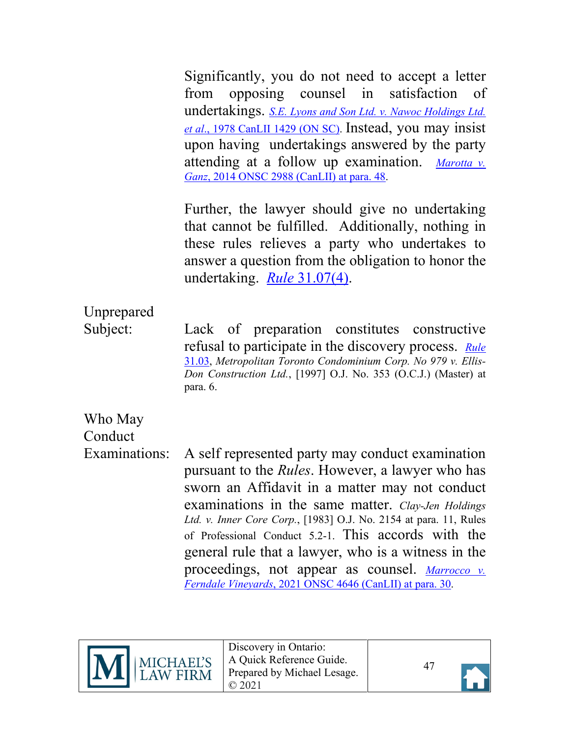Significantly, you do not need to accept a letter from opposing counsel in satisfaction of undertakings. *S.E. Lyons and Son Ltd. v. Nawoc Holdings Ltd. et al.*, 1978 CanLII 1429 (ON SC). Instead, you may insist upon having undertakings answered by the party attending at a follow up examination. *Marotta v. Ganz*, 2014 ONSC 2988 (CanLII) at para. 48.

Further, the lawyer should give no undertaking that cannot be fulfilled. Additionally, nothing in these rules relieves a party who undertakes to answer a question from the obligation to honor the undertaking. *Rule* 31.07(4).

**Unprepared Subject:**

Lack of preparation constitutes constructive refusal to participate in the discovery process. *Rule* 31.03, *Metropolitan Toronto Condominium Corp. No 979 v. Ellis-Don Construction Ltd.*, [1997] O.J. No. 353 (O.C.J.) (Master) at para. 6.

**Who May Conduct Examinations:**

A self represented party may conduct examination pursuant to the *Rules*. However, a lawyer who has sworn an Affidavit in a matter may not conduct examinations in the same matter. *Clay-Jen Holdings Ltd. v. Inner Core Corp.*, [1983] O.J. No. 2154 at para. 11, Rules of Professional Conduct 5.2-1. This accords with the general rule that a lawyer, who is a witness in the proceedings, not appear as counsel. *Marrocco v. Ferndale Vineyards*, 2021 ONSC 4646 (CanLII) at para. 30.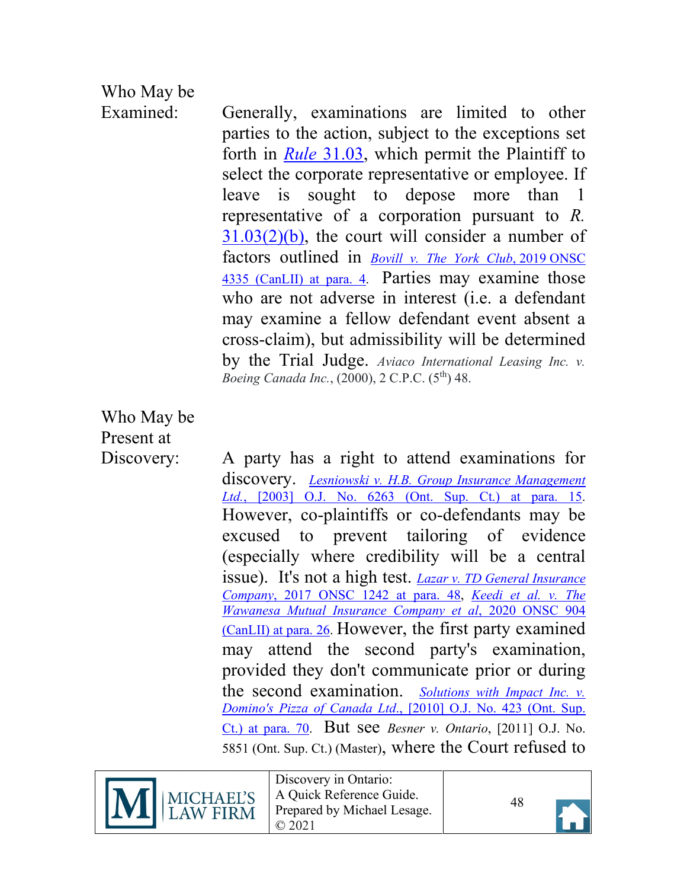**Who May be Examined:**

Generally, examinations are limited to other parties to the action, subject to the exceptions set forth in *Rule* 31.03, which permit the Plaintiff to select the corporate representative or employee. If leave is sought to depose more than 1 representative of a corporation pursuant to *R.* 31.03(2)(b), the court will consider a number of factors outlined in *Bovill v. The York Club*, 2019 ONSC 4335 (CanLII) at para. 4. Parties may examine those who are not adverse in interest (i.e. a defendant may examine a fellow defendant event absent a cross-claim), but admissibility will be determined by the Trial Judge. *Aviaco International Leasing Inc. v. Boeing Canada Inc.*, (2000), 2 C.P.C. (5th) 48.

**Who May be Present at Discovery:**

A party has a right to attend examinations for discovery. *Lesniowski v. H.B. Group Insurance Management Ltd.*, [2003] O.J. No. 6263 (Ont. Sup. Ct.) at para. 15. However, co-plaintiffs or co-defendants may be excused to prevent tailoring of evidence (especially where credibility will be a central issue). It's not a high test. *Lazar v. TD General Insurance Company*, 2017 ONSC 1242 at para. 48, *Keedi et al. v. The Wawanesa Mutual Insurance Company et al*, 2020 ONSC 904 (CanLII) at para. 26. However, the first party examined may attend the second party's examination, provided they don't communicate prior or during the second examination. *Solutions with Impact Inc. v. Domino's Pizza of Canada Ltd.*, [2010] O.J. No. 423 (Ont. Sup. Ct.) at para. 70. But see *Besner v. Ontario*, [2011] O.J. No. 5851 (Ont. Sup. Ct.) (Master), where the Court refused to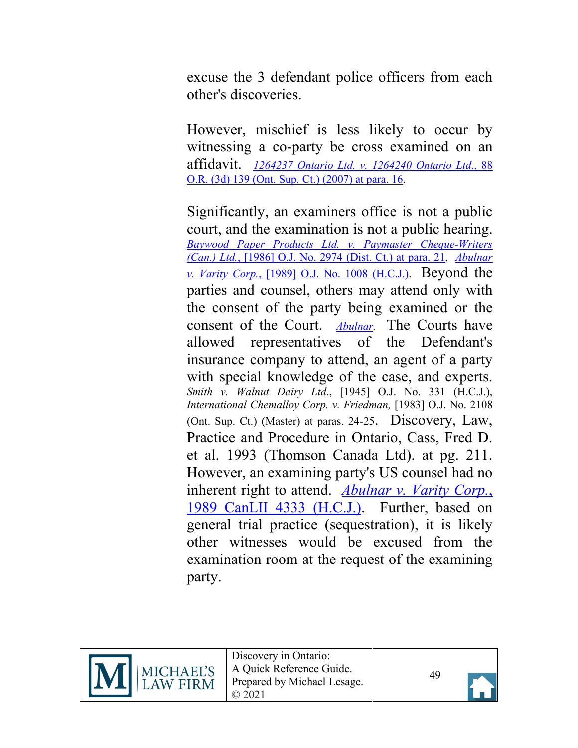excuse the 3 defendant police officers from each other's discoveries.

However, mischief is less likely to occur by witnessing a co-party be cross examined on an affidavit. *1264237 Ontario Ltd. v. 1264240 Ontario Ltd.*, 88 O.R. (3d) 139 (Ont. Sup. Ct.) (2007) at para. 16.

Significantly, an examiners office is not a public court, and the examination is not a public hearing. *Baywood Paper Products Ltd. v. Paymaster Cheque-Writers (Can.) Ltd.*, [1986] O.J. No. 2974 (Dist. Ct.) at para. 21, *Abulnar v. Varity Corp.*, [1989] O.J. No. 1008 (H.C.J.). Beyond the parties and counsel, others may attend only with the consent of the party being examined or the consent of the Court. *Abulnar*. The Courts have allowed representatives of the Defendant's insurance company to attend, an agent of a party with special knowledge of the case, and experts. *Smith v. Walnut Dairy Ltd*., [1945] O.J. No. 331 (H.C.J.), *International Chemalloy Corp. v. Friedman,* [1983] O.J. No. 2108 (Ont. Sup. Ct.) (Master) at paras. 24-25. Discovery, Law, Practice and Procedure in Ontario, Cass, Fred D. et al. 1993 (Thomson Canada Ltd). at pg. 211. However, an examining party's US counsel had no inherent right to attend. *Abulnar v. Varity Corp.*, 1989 CanLII 4333 (H.C.J.). Further, based on general trial practice (sequestration), it is likely other witnesses would be excused from the examination room at the request of the examining party.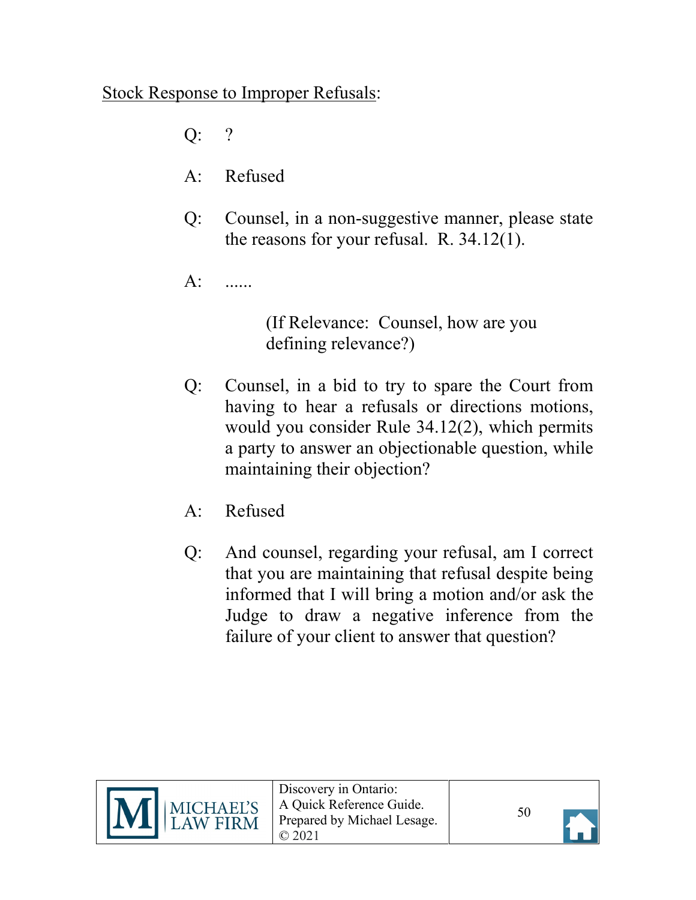<u>Stock Response to Improper Refusals</u>:

Q: ?

A: Refused

Q: Counsel, in a non-suggestive manner, please state the reasons for your refusal. R. 34.12(1).

A: ......

(If Relevance: Counsel, how are you defining relevance?)

Q: Counsel, in a bid to try to spare the Court from having to hear a refusals or directions motions, would you consider Rule 34.12(2), which permits a party to answer an objectionable question, while maintaining their objection?

A: Refused

Q: And counsel, regarding your refusal, am I correct that you are maintaining that refusal despite being informed that I will bring a motion and/or ask the Judge to draw a negative inference from the failure of your client to answer that question?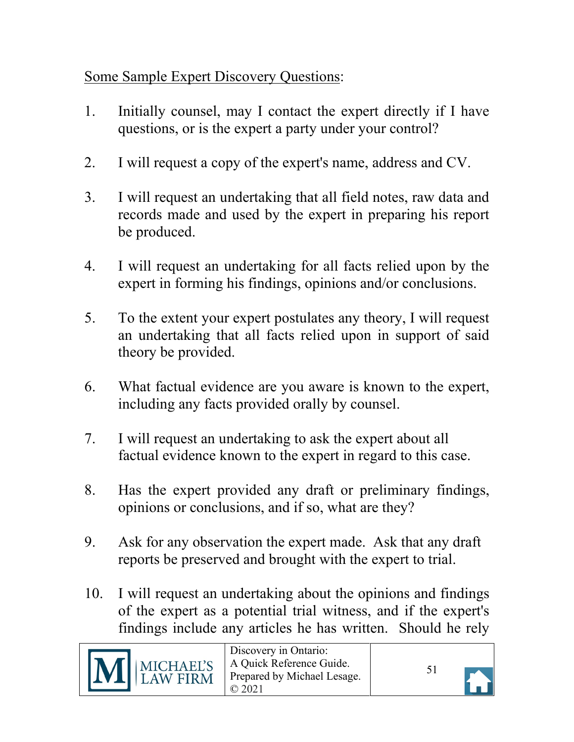<u>Some Sample Expert Discovery Questions</u>:

1. Initially counsel, may I contact the expert directly if I have questions, or is the expert a party under your control?

2. I will request a copy of the expert's name, address and CV.

3. I will request an undertaking that all field notes, raw data and records made and used by the expert in preparing his report be produced.

4. I will request an undertaking for all facts relied upon by the expert in forming his findings, opinions and/or conclusions.

5. To the extent your expert postulates any theory, I will request an undertaking that all facts relied upon in support of said theory be provided.

6. What factual evidence are you aware is known to the expert, including any facts provided orally by counsel.

7. I will request an undertaking to ask the expert about all factual evidence known to the expert in regard to this case.

8. Has the expert provided any draft or preliminary findings, opinions or conclusions, and if so, what are they?

9. Ask for any observation the expert made. Ask that any draft reports be preserved and brought with the expert to trial.

10. I will request an undertaking about the opinions and findings of the expert as a potential trial witness, and if the expert's findings include any articles he has written. Should he rely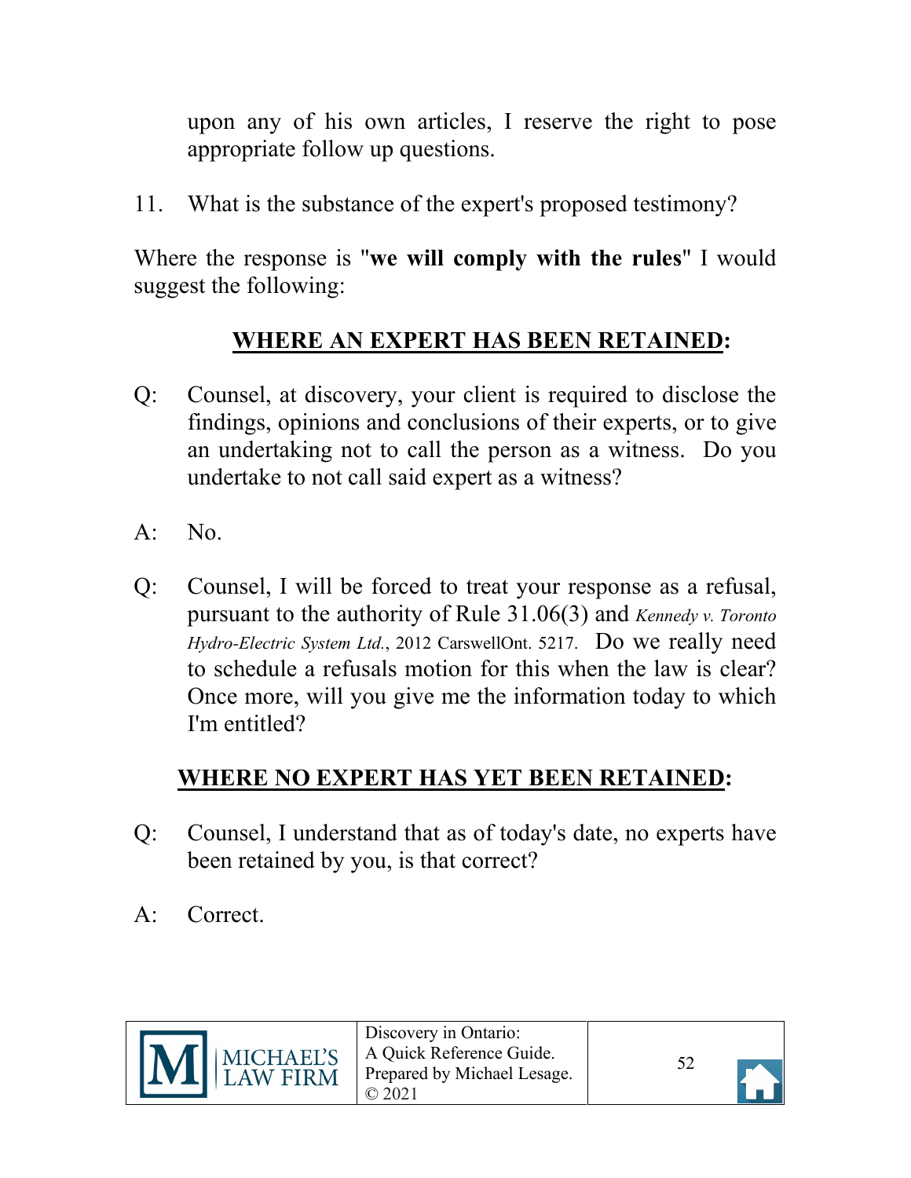upon any of his own articles, I reserve the right to pose appropriate follow up questions.

11. What is the substance of the expert's proposed testimony?

Where the response is "**we will comply with the rules**" I would suggest the following:

## <u>WHERE AN EXPERT HAS BEEN RETAINED</u>:

Q: Counsel, at discovery, your client is required to disclose the findings, opinions and conclusions of their experts, or to give an undertaking not to call the person as a witness. Do you undertake to not call said expert as a witness?

A: No.

Q: Counsel, I will be forced to treat your response as a refusal, pursuant to the authority of Rule 31.06(3) and *Kennedy v. Toronto Hydro-Electric System Ltd.*, 2012 CarswellOnt. 5217. Do we really need to schedule a refusals motion for this when the law is clear? Once more, will you give me the information today to which I'm entitled?

## <u>WHERE NO EXPERT HAS YET BEEN RETAINED</u>:

Q: Counsel, I understand that as of today's date, no experts have been retained by you, is that correct?

A: Correct.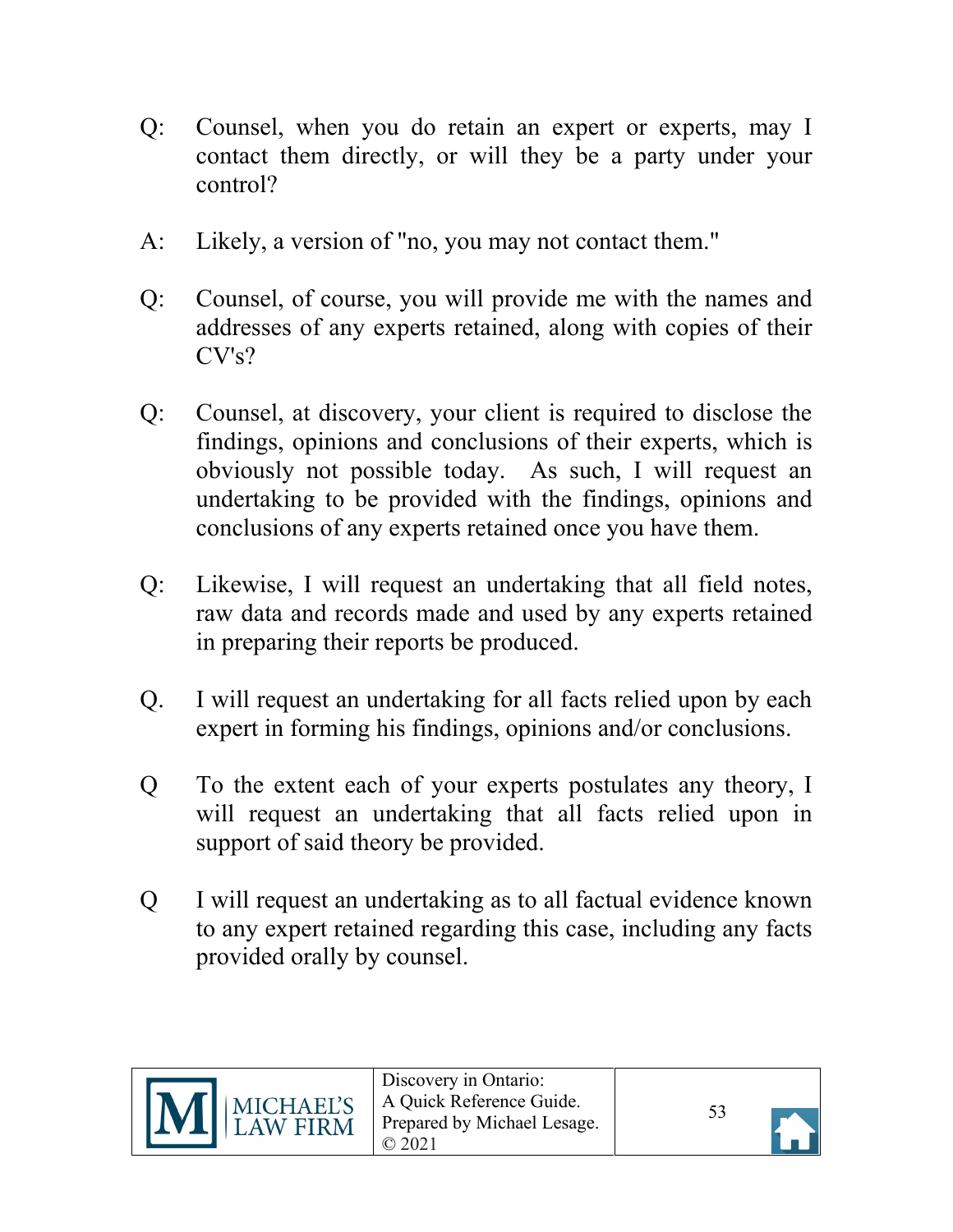Q: Counsel, when you do retain an expert or experts, may I contact them directly, or will they be a party under your control?

A: Likely, a version of "no, you may not contact them."

Q: Counsel, of course, you will provide me with the names and addresses of any experts retained, along with copies of their CV's?

Q: Counsel, at discovery, your client is required to disclose the findings, opinions and conclusions of their experts, which is obviously not possible today. As such, I will request an undertaking to be provided with the findings, opinions and conclusions of any experts retained once you have them.

Q: Likewise, I will request an undertaking that all field notes, raw data and records made and used by any experts retained in preparing their reports be produced.

Q. I will request an undertaking for all facts relied upon by each expert in forming his findings, opinions and/or conclusions.

Q To the extent each of your experts postulates any theory, I will request an undertaking that all facts relied upon in support of said theory be provided.

Q I will request an undertaking as to all factual evidence known to any expert retained regarding this case, including any facts provided orally by counsel.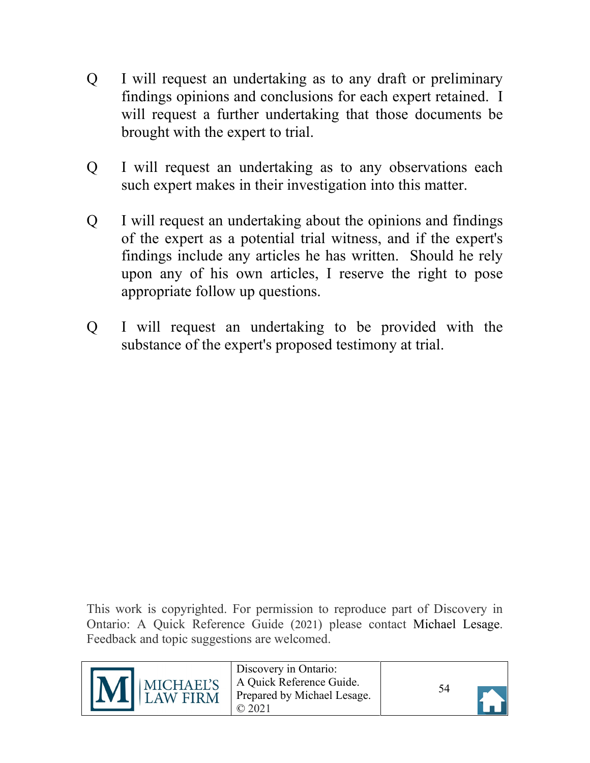Q I will request an undertaking as to any draft or preliminary findings opinions and conclusions for each expert retained. I will request a further undertaking that those documents be brought with the expert to trial.

Q I will request an undertaking as to any observations each such expert makes in their investigation into this matter.

Q I will request an undertaking about the opinions and findings of the expert as a potential trial witness, and if the expert's findings include any articles he has written. Should he rely upon any of his own articles, I reserve the right to pose appropriate follow up questions.

Q I will request an undertaking to be provided with the substance of the expert's proposed testimony at trial.

This work is copyrighted. For permission to reproduce part of Discovery in Ontario: A Quick Reference Guide (2021) please contact Michael Lesage. Feedback and topic suggestions are welcomed.